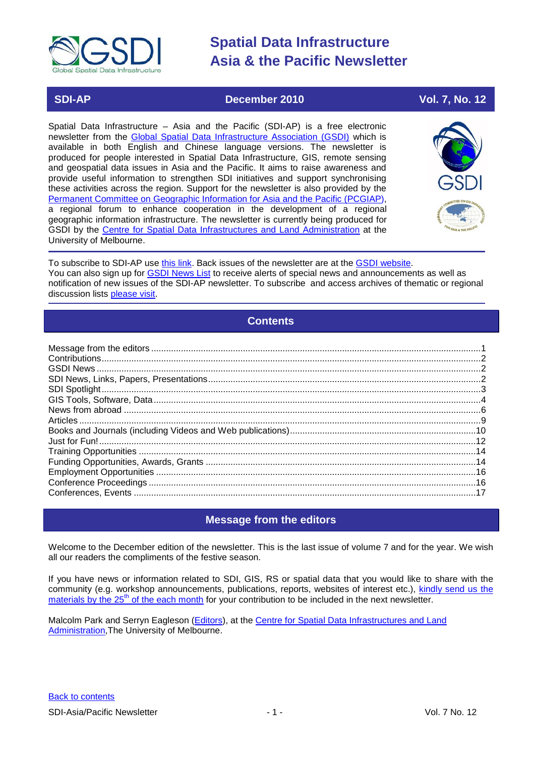# Spatial Data Infrastructure Asia & the Pacific Newsletter

**SDI-AP** | **December 2010** | **Vol. 7, No. 12**

Spatial Data Infrastructure – Asia and the Pacific (SDI-AP) is a free electronic newsletter from the Global Spatial Data Infrastructure Association (GSDI) which is available in both English and Chinese language versions. The newsletter is produced for people interested in Spatial Data Infrastructure, GIS, remote sensing and geospatial data issues in Asia and the Pacific. It aims to raise awareness and provide useful information to strengthen SDI initiatives and support synchronising these activities across the region. Support for the newsletter is also provided by the Permanent Committee on Geographic Information for Asia and the Pacific (PCGIAP), a regional forum to enhance cooperation in the development of a regional geographic information infrastructure. The newsletter is currently being produced for GSDI by the Centre for Spatial Data Infrastructures and Land Administration at the University of Melbourne.

To subscribe to SDI-AP use this link. Back issues of the newsletter are at the GSDI website. You can also sign up for GSDI News List to receive alerts of special news and announcements as well as notification of new issues of the SDI-AP newsletter. To subscribe and access archives of thematic or regional discussion lists please visit.

## Contents

- Message from the editors ..... 1
- Contributions ..... 2
- GSDI News ..... 2
- SDI News, Links, Papers, Presentations ..... 2
- SDI Spotlight ..... 3
- GIS Tools, Software, Data ..... 4
- News from abroad ..... 6
- Articles ..... 9
- Books and Journals (including Videos and Web publications) ..... 10
- Just for Fun! ..... 12
- Training Opportunities ..... 14
- Funding Opportunities, Awards, Grants ..... 14
- Employment Opportunities ..... 16
- Conference Proceedings ..... 16
- Conferences, Events ..... 17

## Message from the editors

Welcome to the December edition of the newsletter. This is the last issue of volume 7 and for the year. We wish all our readers the compliments of the festive season.

If you have news or information related to SDI, GIS, RS or spatial data that you would like to share with the community (e.g. workshop announcements, publications, reports, websites of interest etc.), kindly send us the materials by the 25th of the each month for your contribution to be included in the next newsletter.

Malcolm Park and Serryn Eagleson (Editors), at the Centre for Spatial Data Infrastructures and Land Administration, The University of Melbourne.

Back to contents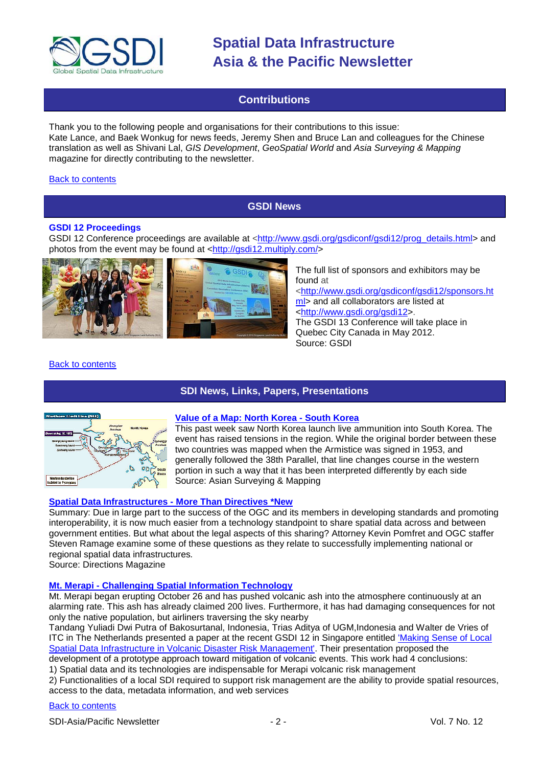## Contributions

Thank you to the following people and organisations for their contributions to this issue:
Kate Lance, and Baek Wonkug for news feeds, Jeremy Shen and Bruce Lan and colleagues for the Chinese translation as well as Shivani Lal, *GIS Development*, *GeoSpatial World* and *Asia Surveying & Mapping* magazine for directly contributing to the newsletter.

Back to contents

## GSDI News

### GSDI 12 Proceedings

GSDI 12 Conference proceedings are available at <http://www.gsdi.org/gsdiconf/gsdi12/prog_details.html> and photos from the event may be found at <http://gsdi12.multiply.com/>

The full list of sponsors and exhibitors may be found at <http://www.gsdi.org/gsdiconf/gsdi12/sponsors.html> and all collaborators are listed at <http://www.gsdi.org/gsdi12>.
The GSDI 13 Conference will take place in Quebec City Canada in May 2012.
Source: GSDI

Back to contents

## SDI News, Links, Papers, Presentations

### Value of a Map: North Korea - South Korea

This past week saw North Korea launch live ammunition into South Korea. The event has raised tensions in the region. While the original border between these two countries was mapped when the Armistice was signed in 1953, and generally followed the 38th Parallel, that line changes course in the western portion in such a way that it has been interpreted differently by each side
Source: Asian Surveying & Mapping

### Spatial Data Infrastructures - More Than Directives *New

Summary: Due in large part to the success of the OGC and its members in developing standards and promoting interoperability, it is now much easier from a technology standpoint to share spatial data across and between government entities. But what about the legal aspects of this sharing? Attorney Kevin Pomfret and OGC staffer Steven Ramage examine some of these questions as they relate to successfully implementing national or regional spatial data infrastructures.
Source: Directions Magazine

### Mt. Merapi - Challenging Spatial Information Technology

Mt. Merapi began erupting October 26 and has pushed volcanic ash into the atmosphere continuously at an alarming rate. This ash has already claimed 200 lives. Furthermore, it has had damaging consequences for not only the native population, but airliners traversing the sky nearby
Tandang Yuliadi Dwi Putra of Bakosurtanal, Indonesia, Trias Aditya of UGM,Indonesia and Walter de Vries of ITC in The Netherlands presented a paper at the recent GSDI 12 in Singapore entitled 'Making Sense of Local Spatial Data Infrastructure in Volcanic Disaster Risk Management'. Their presentation proposed the development of a prototype approach toward mitigation of volcanic events. This work had 4 conclusions:
1) Spatial data and its technologies are indispensable for Merapi volcanic risk management
2) Functionalities of a local SDI required to support risk management are the ability to provide spatial resources, access to the data, metadata information, and web services

Back to contents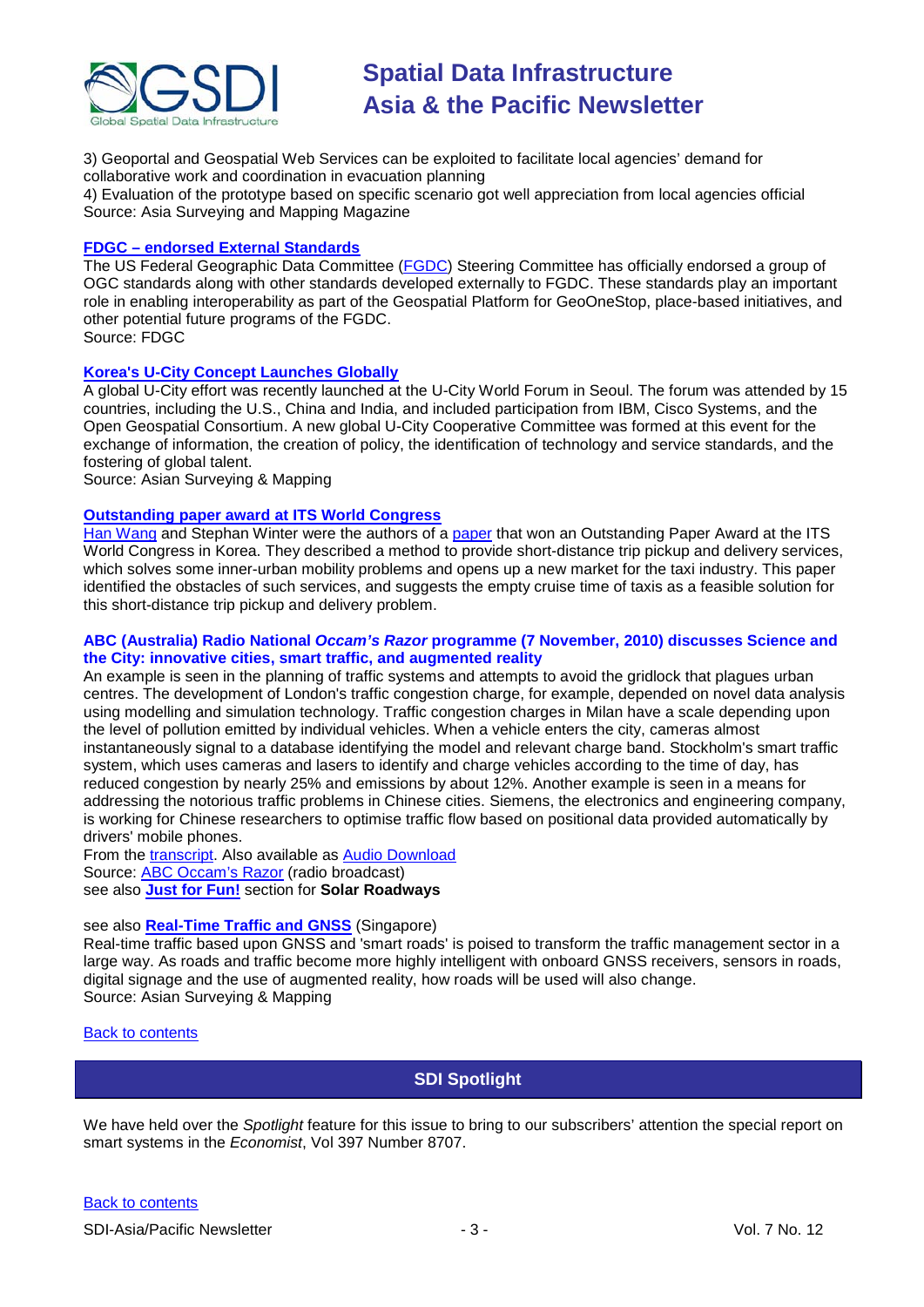3) Geoportal and Geospatial Web Services can be exploited to facilitate local agencies' demand for collaborative work and coordination in evacuation planning
4) Evaluation of the prototype based on specific scenario got well appreciation from local agencies official
Source: Asia Surveying and Mapping Magazine

**FDGC – endorsed External Standards**

The US Federal Geographic Data Committee (FGDC) Steering Committee has officially endorsed a group of OGC standards along with other standards developed externally to FGDC. These standards play an important role in enabling interoperability as part of the Geospatial Platform for GeoOneStop, place-based initiatives, and other potential future programs of the FGDC.
Source: FDGC

**Korea's U-City Concept Launches Globally**

A global U-City effort was recently launched at the U-City World Forum in Seoul. The forum was attended by 15 countries, including the U.S., China and India, and included participation from IBM, Cisco Systems, and the Open Geospatial Consortium. A new global U-City Cooperative Committee was formed at this event for the exchange of information, the creation of policy, the identification of technology and service standards, and the fostering of global talent.
Source: Asian Surveying & Mapping

**Outstanding paper award at ITS World Congress**

Han Wang and Stephan Winter were the authors of a paper that won an Outstanding Paper Award at the ITS World Congress in Korea. They described a method to provide short-distance trip pickup and delivery services, which solves some inner-urban mobility problems and opens up a new market for the taxi industry. This paper identified the obstacles of such services, and suggests the empty cruise time of taxis as a feasible solution for this short-distance trip pickup and delivery problem.

**ABC (Australia) Radio National *Occam's Razor* programme (7 November, 2010) discusses Science and the City: innovative cities, smart traffic, and augmented reality**

An example is seen in the planning of traffic systems and attempts to avoid the gridlock that plagues urban centres. The development of London's traffic congestion charge, for example, depended on novel data analysis using modelling and simulation technology. Traffic congestion charges in Milan have a scale depending upon the level of pollution emitted by individual vehicles. When a vehicle enters the city, cameras almost instantaneously signal to a database identifying the model and relevant charge band. Stockholm's smart traffic system, which uses cameras and lasers to identify and charge vehicles according to the time of day, has reduced congestion by nearly 25% and emissions by about 12%. Another example is seen in a means for addressing the notorious traffic problems in Chinese cities. Siemens, the electronics and engineering company, is working for Chinese researchers to optimise traffic flow based on positional data provided automatically by drivers' mobile phones.
From the transcript. Also available as Audio Download
Source: ABC Occam's Razor (radio broadcast)
see also **Just for Fun!** section for **Solar Roadways**

see also **Real-Time Traffic and GNSS** (Singapore)
Real-time traffic based upon GNSS and 'smart roads' is poised to transform the traffic management sector in a large way. As roads and traffic become more highly intelligent with onboard GNSS receivers, sensors in roads, digital signage and the use of augmented reality, how roads will be used will also change.
Source: Asian Surveying & Mapping

Back to contents

## SDI Spotlight

We have held over the *Spotlight* feature for this issue to bring to our subscribers' attention the special report on smart systems in the *Economist*, Vol 397 Number 8707.

Back to contents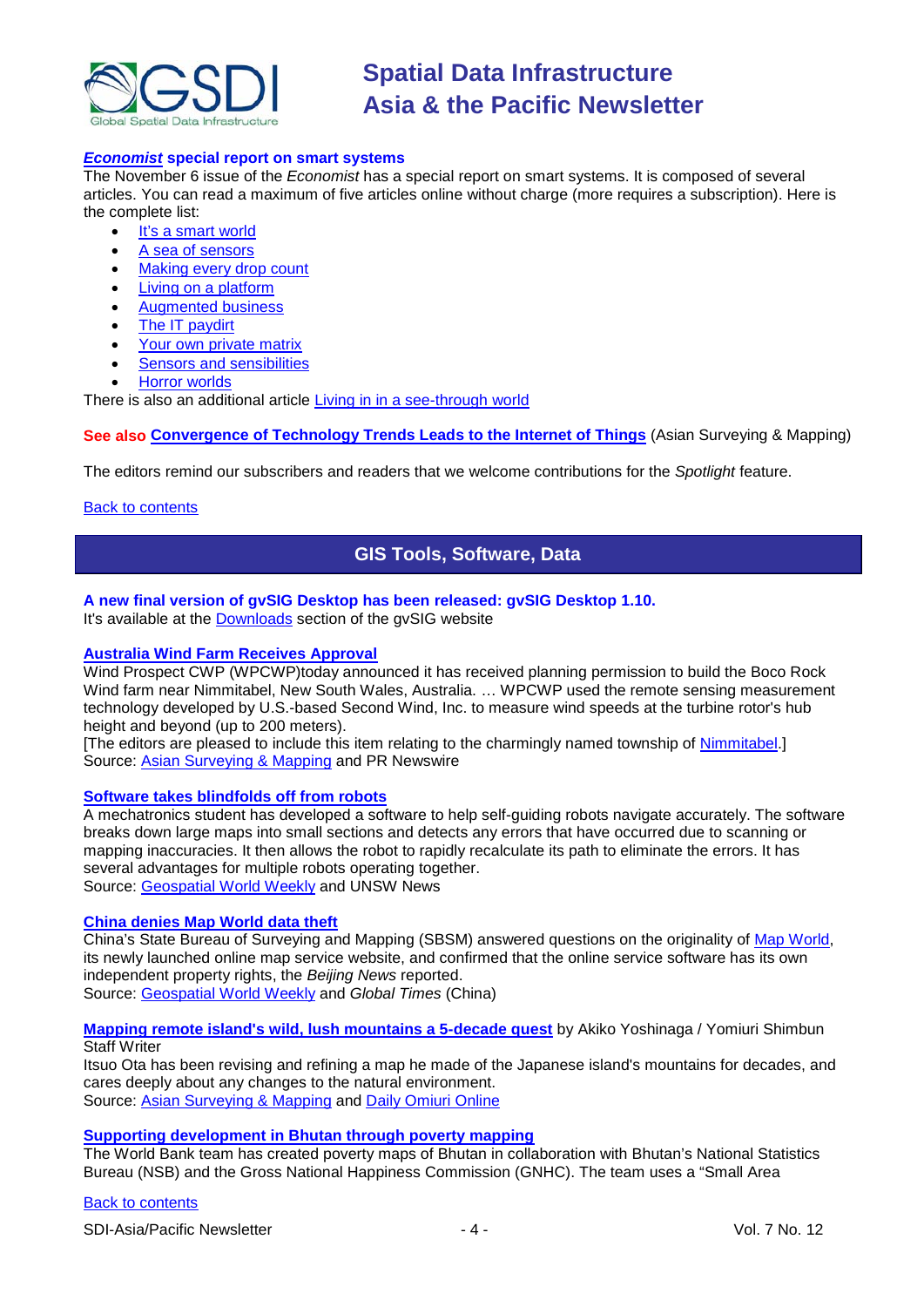### *Economist* special report on smart systems

The November 6 issue of the *Economist* has a special report on smart systems. It is composed of several articles. You can read a maximum of five articles online without charge (more requires a subscription). Here is the complete list:

- It's a smart world
- A sea of sensors
- Making every drop count
- Living on a platform
- Augmented business
- The IT paydirt
- Your own private matrix
- Sensors and sensibilities
- Horror worlds

There is also an additional article Living in in a see-through world

**See also Convergence of Technology Trends Leads to the Internet of Things** (Asian Surveying & Mapping)

The editors remind our subscribers and readers that we welcome contributions for the *Spotlight* feature.

Back to contents

## GIS Tools, Software, Data

### A new final version of gvSIG Desktop has been released: gvSIG Desktop 1.10.

It's available at the Downloads section of the gvSIG website

### Australia Wind Farm Receives Approval

Wind Prospect CWP (WPCWP)today announced it has received planning permission to build the Boco Rock Wind farm near Nimmitabel, New South Wales, Australia. … WPCWP used the remote sensing measurement technology developed by U.S.-based Second Wind, Inc. to measure wind speeds at the turbine rotor's hub height and beyond (up to 200 meters).

[The editors are pleased to include this item relating to the charmingly named township of Nimmitabel.]

Source: Asian Surveying & Mapping and PR Newswire

### Software takes blindfolds off from robots

A mechatronics student has developed a software to help self-guiding robots navigate accurately. The software breaks down large maps into small sections and detects any errors that have occurred due to scanning or mapping inaccuracies. It then allows the robot to rapidly recalculate its path to eliminate the errors. It has several advantages for multiple robots operating together.

Source: Geospatial World Weekly and UNSW News

### China denies Map World data theft

China's State Bureau of Surveying and Mapping (SBSM) answered questions on the originality of Map World, its newly launched online map service website, and confirmed that the online service software has its own independent property rights, the *Beijing News* reported.

Source: Geospatial World Weekly and *Global Times* (China)

### Mapping remote island's wild, lush mountains a 5-decade quest

by Akiko Yoshinaga / Yomiuri Shimbun Staff Writer

Itsuo Ota has been revising and refining a map he made of the Japanese island's mountains for decades, and cares deeply about any changes to the natural environment.

Source: Asian Surveying & Mapping and Daily Omiuri Online

### Supporting development in Bhutan through poverty mapping

The World Bank team has created poverty maps of Bhutan in collaboration with Bhutan's National Statistics Bureau (NSB) and the Gross National Happiness Commission (GNHC). The team uses a "Small Area

Back to contents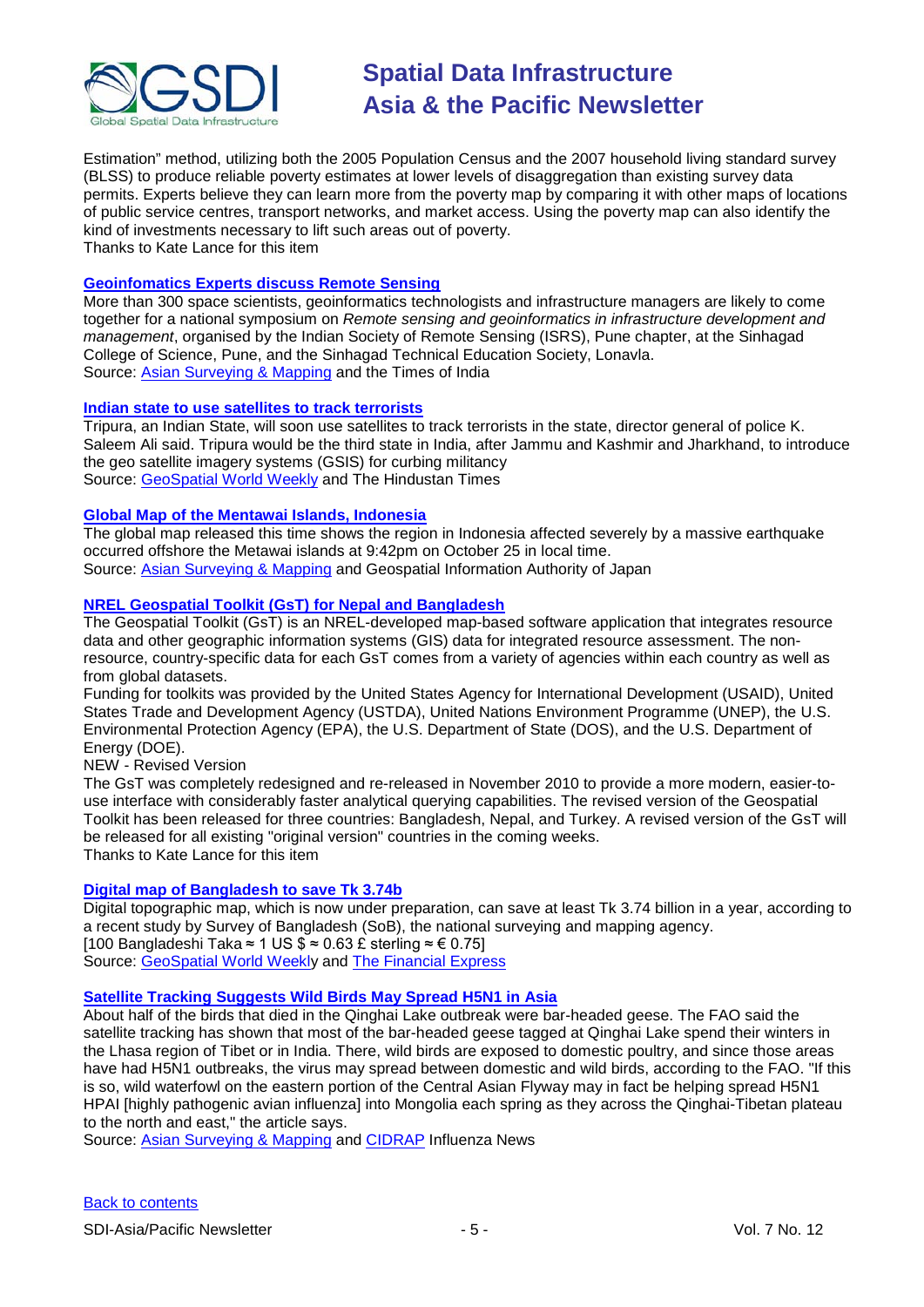Estimation" method, utilizing both the 2005 Population Census and the 2007 household living standard survey (BLSS) to produce reliable poverty estimates at lower levels of disaggregation than existing survey data permits. Experts believe they can learn more from the poverty map by comparing it with other maps of locations of public service centres, transport networks, and market access. Using the poverty map can also identify the kind of investments necessary to lift such areas out of poverty.
Thanks to Kate Lance for this item

**Geoinfomatics Experts discuss Remote Sensing**

More than 300 space scientists, geoinformatics technologists and infrastructure managers are likely to come together for a national symposium on *Remote sensing and geoinformatics in infrastructure development and management*, organised by the Indian Society of Remote Sensing (ISRS), Pune chapter, at the Sinhagad College of Science, Pune, and the Sinhagad Technical Education Society, Lonavla.
Source: Asian Surveying & Mapping and the Times of India

**Indian state to use satellites to track terrorists**

Tripura, an Indian State, will soon use satellites to track terrorists in the state, director general of police K. Saleem Ali said. Tripura would be the third state in India, after Jammu and Kashmir and Jharkhand, to introduce the geo satellite imagery systems (GSIS) for curbing militancy
Source: GeoSpatial World Weekly and The Hindustan Times

**Global Map of the Mentawai Islands, Indonesia**

The global map released this time shows the region in Indonesia affected severely by a massive earthquake occurred offshore the Metawai islands at 9:42pm on October 25 in local time.
Source: Asian Surveying & Mapping and Geospatial Information Authority of Japan

**NREL Geospatial Toolkit (GsT) for Nepal and Bangladesh**

The Geospatial Toolkit (GsT) is an NREL-developed map-based software application that integrates resource data and other geographic information systems (GIS) data for integrated resource assessment. The non-resource, country-specific data for each GsT comes from a variety of agencies within each country as well as from global datasets.
Funding for toolkits was provided by the United States Agency for International Development (USAID), United States Trade and Development Agency (USTDA), United Nations Environment Programme (UNEP), the U.S. Environmental Protection Agency (EPA), the U.S. Department of State (DOS), and the U.S. Department of Energy (DOE).
NEW - Revised Version
The GsT was completely redesigned and re-released in November 2010 to provide a more modern, easier-to-use interface with considerably faster analytical querying capabilities. The revised version of the Geospatial Toolkit has been released for three countries: Bangladesh, Nepal, and Turkey. A revised version of the GsT will be released for all existing "original version" countries in the coming weeks.
Thanks to Kate Lance for this item

**Digital map of Bangladesh to save Tk 3.74b**

Digital topographic map, which is now under preparation, can save at least Tk 3.74 billion in a year, according to a recent study by Survey of Bangladesh (SoB), the national surveying and mapping agency.
[100 Bangladeshi Taka ≈ 1 US $ ≈ 0.63 £ sterling ≈ € 0.75]
Source: GeoSpatial World Weekly and The Financial Express

**Satellite Tracking Suggests Wild Birds May Spread H5N1 in Asia**

About half of the birds that died in the Qinghai Lake outbreak were bar-headed geese. The FAO said the satellite tracking has shown that most of the bar-headed geese tagged at Qinghai Lake spend their winters in the Lhasa region of Tibet or in India. There, wild birds are exposed to domestic poultry, and since those areas have had H5N1 outbreaks, the virus may spread between domestic and wild birds, according to the FAO. "If this is so, wild waterfowl on the eastern portion of the Central Asian Flyway may in fact be helping spread H5N1 HPAI [highly pathogenic avian influenza] into Mongolia each spring as they across the Qinghai-Tibetan plateau to the north and east," the article says.
Source: Asian Surveying & Mapping and CIDRAP Influenza News

Back to contents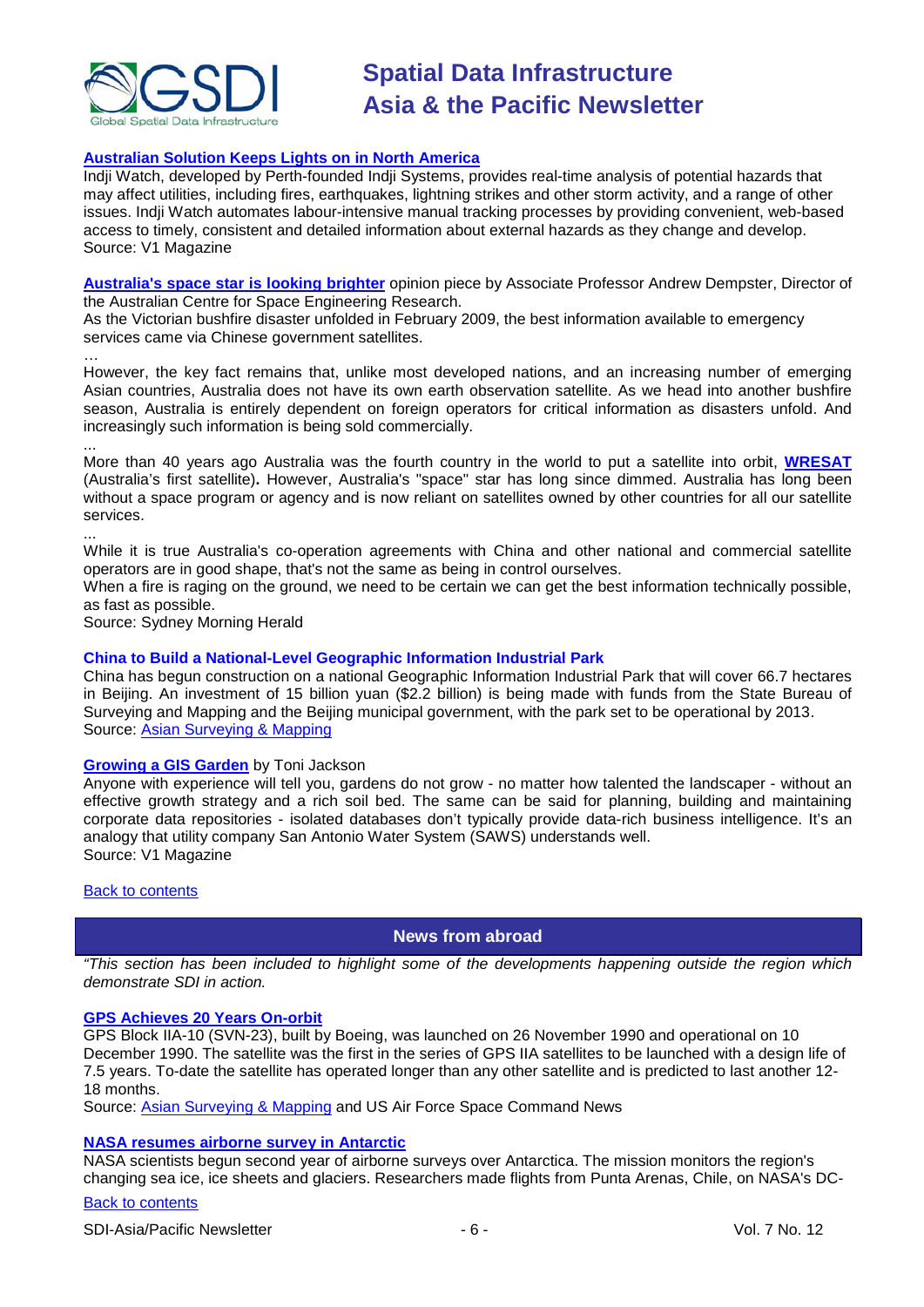**Australian Solution Keeps Lights on in North America**
Indji Watch, developed by Perth-founded Indji Systems, provides real-time analysis of potential hazards that may affect utilities, including fires, earthquakes, lightning strikes and other storm activity, and a range of other issues. Indji Watch automates labour-intensive manual tracking processes by providing convenient, web-based access to timely, consistent and detailed information about external hazards as they change and develop.
Source: V1 Magazine

**Australia's space star is looking brighter** opinion piece by Associate Professor Andrew Dempster, Director of the Australian Centre for Space Engineering Research.
As the Victorian bushfire disaster unfolded in February 2009, the best information available to emergency services came via Chinese government satellites.
…
However, the key fact remains that, unlike most developed nations, and an increasing number of emerging Asian countries, Australia does not have its own earth observation satellite. As we head into another bushfire season, Australia is entirely dependent on foreign operators for critical information as disasters unfold. And increasingly such information is being sold commercially.
...
More than 40 years ago Australia was the fourth country in the world to put a satellite into orbit, **WRESAT** (Australia's first satellite). However, Australia's "space" star has long since dimmed. Australia has long been without a space program or agency and is now reliant on satellites owned by other countries for all our satellite services.
...
While it is true Australia's co-operation agreements with China and other national and commercial satellite operators are in good shape, that's not the same as being in control ourselves.
When a fire is raging on the ground, we need to be certain we can get the best information technically possible, as fast as possible.
Source: Sydney Morning Herald

**China to Build a National-Level Geographic Information Industrial Park**
China has begun construction on a national Geographic Information Industrial Park that will cover 66.7 hectares in Beijing. An investment of 15 billion yuan ($2.2 billion) is being made with funds from the State Bureau of Surveying and Mapping and the Beijing municipal government, with the park set to be operational by 2013.
Source: Asian Surveying & Mapping

**Growing a GIS Garden** by Toni Jackson
Anyone with experience will tell you, gardens do not grow - no matter how talented the landscaper - without an effective growth strategy and a rich soil bed. The same can be said for planning, building and maintaining corporate data repositories - isolated databases don't typically provide data-rich business intelligence. It's an analogy that utility company San Antonio Water System (SAWS) understands well.
Source: V1 Magazine

Back to contents

## News from abroad

*"This section has been included to highlight some of the developments happening outside the region which demonstrate SDI in action.*

**GPS Achieves 20 Years On-orbit**
GPS Block IIA-10 (SVN-23), built by Boeing, was launched on 26 November 1990 and operational on 10 December 1990. The satellite was the first in the series of GPS IIA satellites to be launched with a design life of 7.5 years. To-date the satellite has operated longer than any other satellite and is predicted to last another 12-18 months.
Source: Asian Surveying & Mapping and US Air Force Space Command News

**NASA resumes airborne survey in Antarctic**
NASA scientists begun second year of airborne surveys over Antarctica. The mission monitors the region's changing sea ice, ice sheets and glaciers. Researchers made flights from Punta Arenas, Chile, on NASA's DC-

Back to contents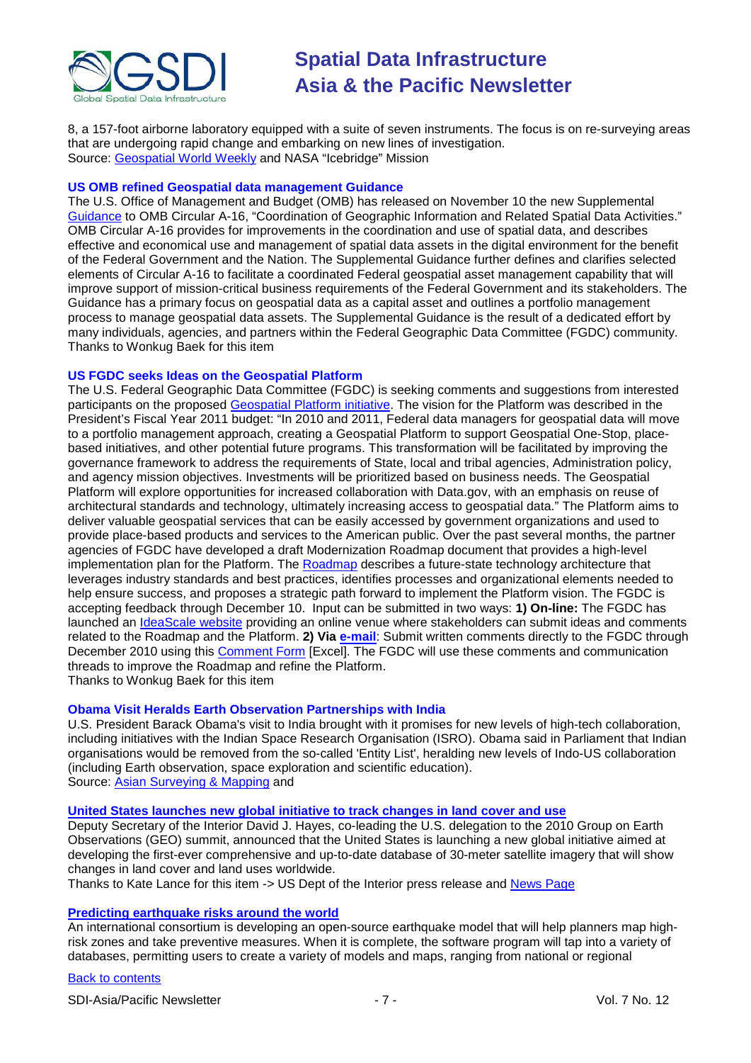8, a 157-foot airborne laboratory equipped with a suite of seven instruments. The focus is on re-surveying areas that are undergoing rapid change and embarking on new lines of investigation.
Source: Geospatial World Weekly and NASA "Icebridge" Mission

### US OMB refined Geospatial data management Guidance

The U.S. Office of Management and Budget (OMB) has released on November 10 the new Supplemental Guidance to OMB Circular A-16, "Coordination of Geographic Information and Related Spatial Data Activities." OMB Circular A-16 provides for improvements in the coordination and use of spatial data, and describes effective and economical use and management of spatial data assets in the digital environment for the benefit of the Federal Government and the Nation. The Supplemental Guidance further defines and clarifies selected elements of Circular A-16 to facilitate a coordinated Federal geospatial asset management capability that will improve support of mission-critical business requirements of the Federal Government and its stakeholders. The Guidance has a primary focus on geospatial data as a capital asset and outlines a portfolio management process to manage geospatial data assets. The Supplemental Guidance is the result of a dedicated effort by many individuals, agencies, and partners within the Federal Geographic Data Committee (FGDC) community.
Thanks to Wonkug Baek for this item

### US FGDC seeks Ideas on the Geospatial Platform

The U.S. Federal Geographic Data Committee (FGDC) is seeking comments and suggestions from interested participants on the proposed Geospatial Platform initiative. The vision for the Platform was described in the President's Fiscal Year 2011 budget: "In 2010 and 2011, Federal data managers for geospatial data will move to a portfolio management approach, creating a Geospatial Platform to support Geospatial One-Stop, place-based initiatives, and other potential future programs. This transformation will be facilitated by improving the governance framework to address the requirements of State, local and tribal agencies, Administration policy, and agency mission objectives. Investments will be prioritized based on business needs. The Geospatial Platform will explore opportunities for increased collaboration with Data.gov, with an emphasis on reuse of architectural standards and technology, ultimately increasing access to geospatial data." The Platform aims to deliver valuable geospatial services that can be easily accessed by government organizations and used to provide place-based products and services to the American public. Over the past several months, the partner agencies of FGDC have developed a draft Modernization Roadmap document that provides a high-level implementation plan for the Platform. The Roadmap describes a future-state technology architecture that leverages industry standards and best practices, identifies processes and organizational elements needed to help ensure success, and proposes a strategic path forward to implement the Platform vision. The FGDC is accepting feedback through December 10. Input can be submitted in two ways: **1) On-line:** The FGDC has launched an IdeaScale website providing an online venue where stakeholders can submit ideas and comments related to the Roadmap and the Platform. **2) Via e-mail**: Submit written comments directly to the FGDC through December 2010 using this Comment Form [Excel]. The FGDC will use these comments and communication threads to improve the Roadmap and refine the Platform.
Thanks to Wonkug Baek for this item

### Obama Visit Heralds Earth Observation Partnerships with India

U.S. President Barack Obama's visit to India brought with it promises for new levels of high-tech collaboration, including initiatives with the Indian Space Research Organisation (ISRO). Obama said in Parliament that Indian organisations would be removed from the so-called 'Entity List', heralding new levels of Indo-US collaboration (including Earth observation, space exploration and scientific education).
Source: Asian Surveying & Mapping and

### United States launches new global initiative to track changes in land cover and use

Deputy Secretary of the Interior David J. Hayes, co-leading the U.S. delegation to the 2010 Group on Earth Observations (GEO) summit, announced that the United States is launching a new global initiative aimed at developing the first-ever comprehensive and up-to-date database of 30-meter satellite imagery that will show changes in land cover and land uses worldwide.
Thanks to Kate Lance for this item -> US Dept of the Interior press release and News Page

### Predicting earthquake risks around the world

An international consortium is developing an open-source earthquake model that will help planners map high-risk zones and take preventive measures. When it is complete, the software program will tap into a variety of databases, permitting users to create a variety of models and maps, ranging from national or regional

Back to contents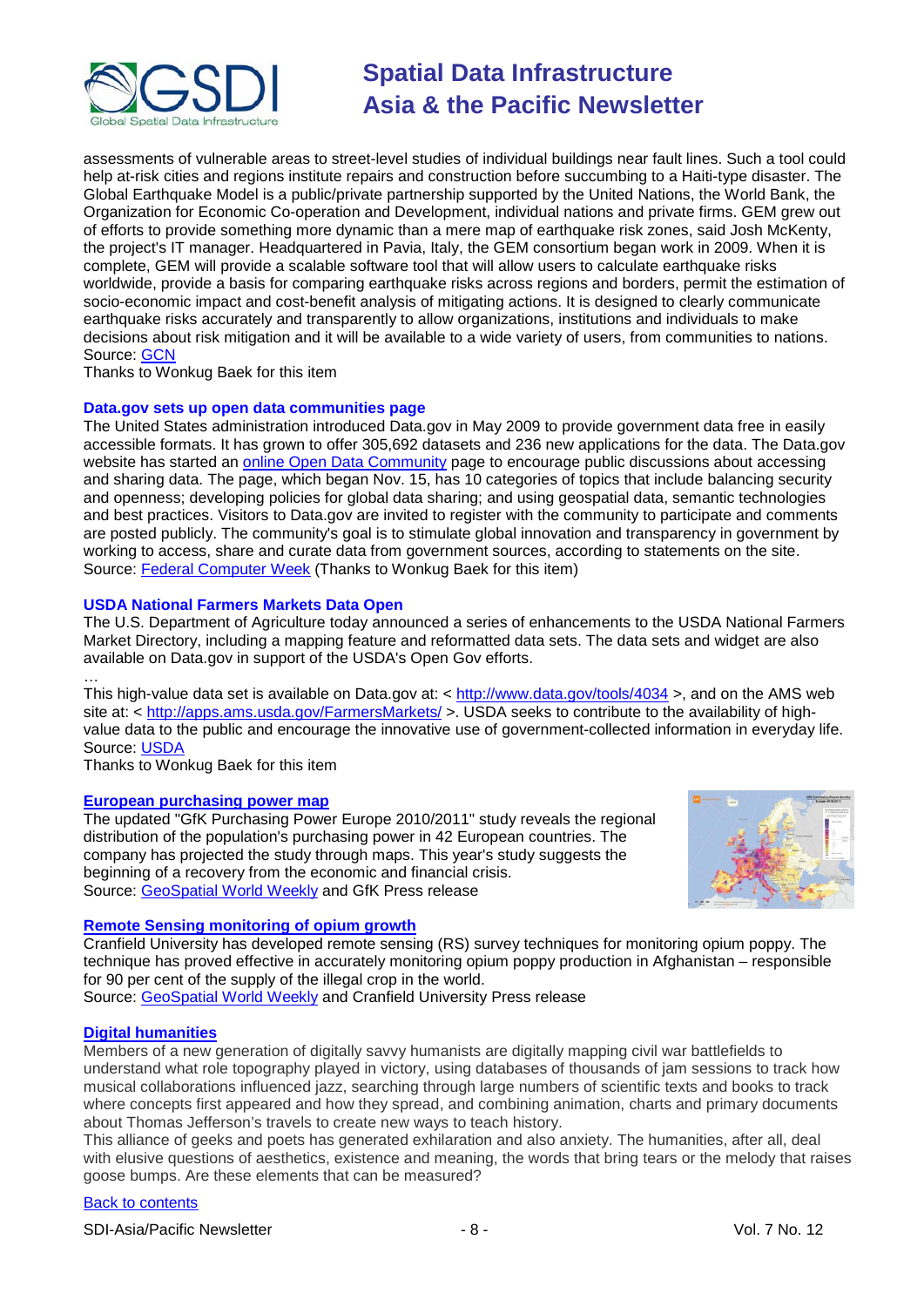assessments of vulnerable areas to street-level studies of individual buildings near fault lines. Such a tool could help at-risk cities and regions institute repairs and construction before succumbing to a Haiti-type disaster. The Global Earthquake Model is a public/private partnership supported by the United Nations, the World Bank, the Organization for Economic Co-operation and Development, individual nations and private firms. GEM grew out of efforts to provide something more dynamic than a mere map of earthquake risk zones, said Josh McKenty, the project's IT manager. Headquartered in Pavia, Italy, the GEM consortium began work in 2009. When it is complete, GEM will provide a scalable software tool that will allow users to calculate earthquake risks worldwide, provide a basis for comparing earthquake risks across regions and borders, permit the estimation of socio-economic impact and cost-benefit analysis of mitigating actions. It is designed to clearly communicate earthquake risks accurately and transparently to allow organizations, institutions and individuals to make decisions about risk mitigation and it will be available to a wide variety of users, from communities to nations.
Source: GCN
Thanks to Wonkug Baek for this item

### Data.gov sets up open data communities page

The United States administration introduced Data.gov in May 2009 to provide government data free in easily accessible formats. It has grown to offer 305,692 datasets and 236 new applications for the data. The Data.gov website has started an online Open Data Community page to encourage public discussions about accessing and sharing data. The page, which began Nov. 15, has 10 categories of topics that include balancing security and openness; developing policies for global data sharing; and using geospatial data, semantic technologies and best practices. Visitors to Data.gov are invited to register with the community to participate and comments are posted publicly. The community's goal is to stimulate global innovation and transparency in government by working to access, share and curate data from government sources, according to statements on the site.
Source: Federal Computer Week (Thanks to Wonkug Baek for this item)

### USDA National Farmers Markets Data Open

The U.S. Department of Agriculture today announced a series of enhancements to the USDA National Farmers Market Directory, including a mapping feature and reformatted data sets. The data sets and widget are also available on Data.gov in support of the USDA's Open Gov efforts.
…
This high-value data set is available on Data.gov at: < http://www.data.gov/tools/4034 >, and on the AMS web site at: < http://apps.ams.usda.gov/FarmersMarkets/ >. USDA seeks to contribute to the availability of high-value data to the public and encourage the innovative use of government-collected information in everyday life.
Source: USDA
Thanks to Wonkug Baek for this item

### European purchasing power map

The updated "GfK Purchasing Power Europe 2010/2011" study reveals the regional distribution of the population's purchasing power in 42 European countries. The company has projected the study through maps. This year's study suggests the beginning of a recovery from the economic and financial crisis.
Source: GeoSpatial World Weekly and GfK Press release

### Remote Sensing monitoring of opium growth

Cranfield University has developed remote sensing (RS) survey techniques for monitoring opium poppy. The technique has proved effective in accurately monitoring opium poppy production in Afghanistan – responsible for 90 per cent of the supply of the illegal crop in the world.
Source: GeoSpatial World Weekly and Cranfield University Press release

### Digital humanities

Members of a new generation of digitally savvy humanists are digitally mapping civil war battlefields to understand what role topography played in victory, using databases of thousands of jam sessions to track how musical collaborations influenced jazz, searching through large numbers of scientific texts and books to track where concepts first appeared and how they spread, and combining animation, charts and primary documents about Thomas Jefferson's travels to create new ways to teach history.
This alliance of geeks and poets has generated exhilaration and also anxiety. The humanities, after all, deal with elusive questions of aesthetics, existence and meaning, the words that bring tears or the melody that raises goose bumps. Are these elements that can be measured?

Back to contents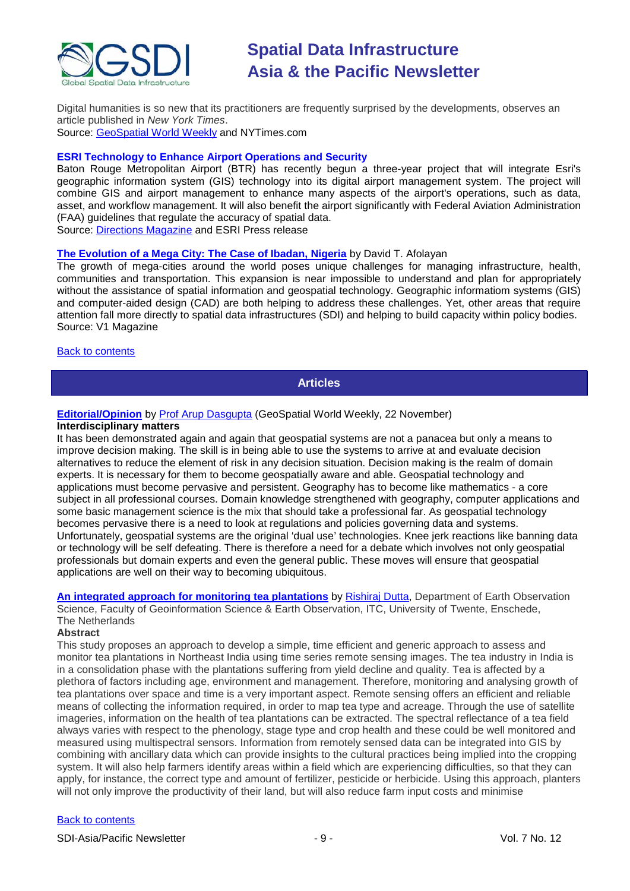Digital humanities is so new that its practitioners are frequently surprised by the developments, observes an article published in *New York Times*.
Source: GeoSpatial World Weekly and NYTimes.com

**ESRI Technology to Enhance Airport Operations and Security**
Baton Rouge Metropolitan Airport (BTR) has recently begun a three-year project that will integrate Esri's geographic information system (GIS) technology into its digital airport management system. The project will combine GIS and airport management to enhance many aspects of the airport's operations, such as data, asset, and workflow management. It will also benefit the airport significantly with Federal Aviation Administration (FAA) guidelines that regulate the accuracy of spatial data.
Source: Directions Magazine and ESRI Press release

**The Evolution of a Mega City: The Case of Ibadan, Nigeria** by David T. Afolayan
The growth of mega-cities around the world poses unique challenges for managing infrastructure, health, communities and transportation. This expansion is near impossible to understand and plan for appropriately without the assistance of spatial information and geospatial technology. Geographic informatiom systems (GIS) and computer-aided design (CAD) are both helping to address these challenges. Yet, other areas that require attention fall more directly to spatial data infrastructures (SDI) and helping to build capacity within policy bodies.
Source: V1 Magazine

Back to contents

## Articles

**Editorial/Opinion** by Prof Arup Dasgupta (GeoSpatial World Weekly, 22 November)
**Interdisciplinary matters**
It has been demonstrated again and again that geospatial systems are not a panacea but only a means to improve decision making. The skill is in being able to use the systems to arrive at and evaluate decision alternatives to reduce the element of risk in any decision situation. Decision making is the realm of domain experts. It is necessary for them to become geospatially aware and able. Geospatial technology and applications must become pervasive and persistent. Geography has to become like mathematics - a core subject in all professional courses. Domain knowledge strengthened with geography, computer applications and some basic management science is the mix that should take a professional far. As geospatial technology becomes pervasive there is a need to look at regulations and policies governing data and systems. Unfortunately, geospatial systems are the original 'dual use' technologies. Knee jerk reactions like banning data or technology will be self defeating. There is therefore a need for a debate which involves not only geospatial professionals but domain experts and even the general public. These moves will ensure that geospatial applications are well on their way to becoming ubiquitous.

**An integrated approach for monitoring tea plantations** by Rishiraj Dutta, Department of Earth Observation Science, Faculty of Geoinformation Science & Earth Observation, ITC, University of Twente, Enschede, The Netherlands
**Abstract**
This study proposes an approach to develop a simple, time efficient and generic approach to assess and monitor tea plantations in Northeast India using time series remote sensing images. The tea industry in India is in a consolidation phase with the plantations suffering from yield decline and quality. Tea is affected by a plethora of factors including age, environment and management. Therefore, monitoring and analysing growth of tea plantations over space and time is a very important aspect. Remote sensing offers an efficient and reliable means of collecting the information required, in order to map tea type and acreage. Through the use of satellite imageries, information on the health of tea plantations can be extracted. The spectral reflectance of a tea field always varies with respect to the phenology, stage type and crop health and these could be well monitored and measured using multispectral sensors. Information from remotely sensed data can be integrated into GIS by combining with ancillary data which can provide insights to the cultural practices being implied into the cropping system. It will also help farmers identify areas within a field which are experiencing difficulties, so that they can apply, for instance, the correct type and amount of fertilizer, pesticide or herbicide. Using this approach, planters will not only improve the productivity of their land, but will also reduce farm input costs and minimise

Back to contents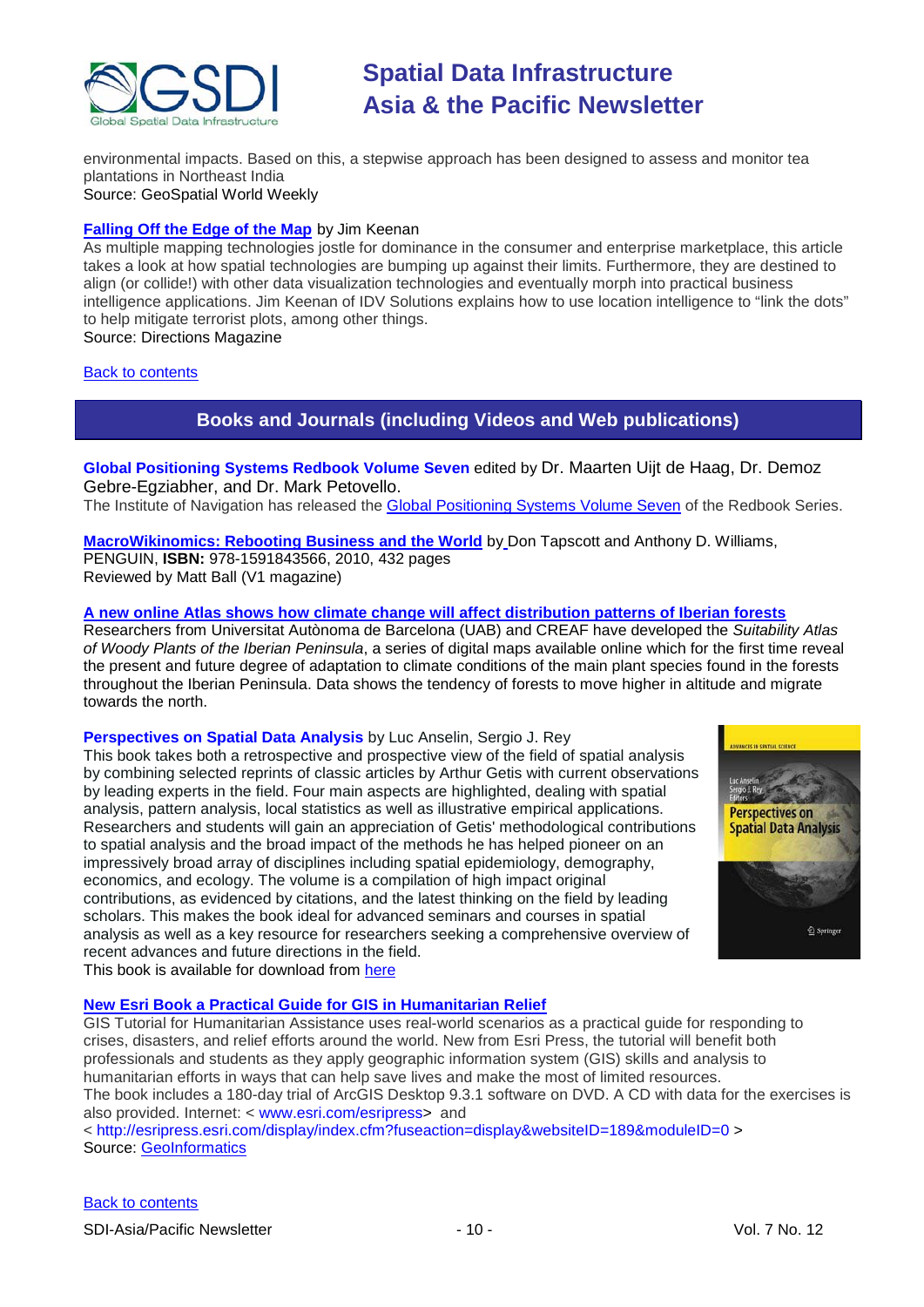environmental impacts. Based on this, a stepwise approach has been designed to assess and monitor tea plantations in Northeast India
Source: GeoSpatial World Weekly

**Falling Off the Edge of the Map** by Jim Keenan
As multiple mapping technologies jostle for dominance in the consumer and enterprise marketplace, this article takes a look at how spatial technologies are bumping up against their limits. Furthermore, they are destined to align (or collide!) with other data visualization technologies and eventually morph into practical business intelligence applications. Jim Keenan of IDV Solutions explains how to use location intelligence to "link the dots" to help mitigate terrorist plots, among other things.
Source: Directions Magazine

Back to contents

## Books and Journals (including Videos and Web publications)

**Global Positioning Systems Redbook Volume Seven** edited by Dr. Maarten Uijt de Haag, Dr. Demoz Gebre-Egziabher, and Dr. Mark Petovello.
The Institute of Navigation has released the Global Positioning Systems Volume Seven of the Redbook Series.

**MacroWikinomics: Rebooting Business and the World** by Don Tapscott and Anthony D. Williams, PENGUIN, **ISBN:** 978-1591843566, 2010, 432 pages
Reviewed by Matt Ball (V1 magazine)

**A new online Atlas shows how climate change will affect distribution patterns of Iberian forests**
Researchers from Universitat Autònoma de Barcelona (UAB) and CREAF have developed the *Suitability Atlas of Woody Plants of the Iberian Peninsula*, a series of digital maps available online which for the first time reveal the present and future degree of adaptation to climate conditions of the main plant species found in the forests throughout the Iberian Peninsula. Data shows the tendency of forests to move higher in altitude and migrate towards the north.

**Perspectives on Spatial Data Analysis** by Luc Anselin, Sergio J. Rey
This book takes both a retrospective and prospective view of the field of spatial analysis by combining selected reprints of classic articles by Arthur Getis with current observations by leading experts in the field. Four main aspects are highlighted, dealing with spatial analysis, pattern analysis, local statistics as well as illustrative empirical applications. Researchers and students will gain an appreciation of Getis' methodological contributions to spatial analysis and the broad impact of the methods he has helped pioneer on an impressively broad array of disciplines including spatial epidemiology, demography, economics, and ecology. The volume is a compilation of high impact original contributions, as evidenced by citations, and the latest thinking on the field by leading scholars. This makes the book ideal for advanced seminars and courses in spatial analysis as well as a key resource for researchers seeking a comprehensive overview of recent advances and future directions in the field.
This book is available for download from here

**New Esri Book a Practical Guide for GIS in Humanitarian Relief**
GIS Tutorial for Humanitarian Assistance uses real-world scenarios as a practical guide for responding to crises, disasters, and relief efforts around the world. New from Esri Press, the tutorial will benefit both professionals and students as they apply geographic information system (GIS) skills and analysis to humanitarian efforts in ways that can help save lives and make the most of limited resources.
The book includes a 180-day trial of ArcGIS Desktop 9.3.1 software on DVD. A CD with data for the exercises is also provided. Internet: < www.esri.com/esripress> and
< http://esripress.esri.com/display/index.cfm?fuseaction=display&websiteID=189&moduleID=0 >
Source: GeoInformatics

Back to contents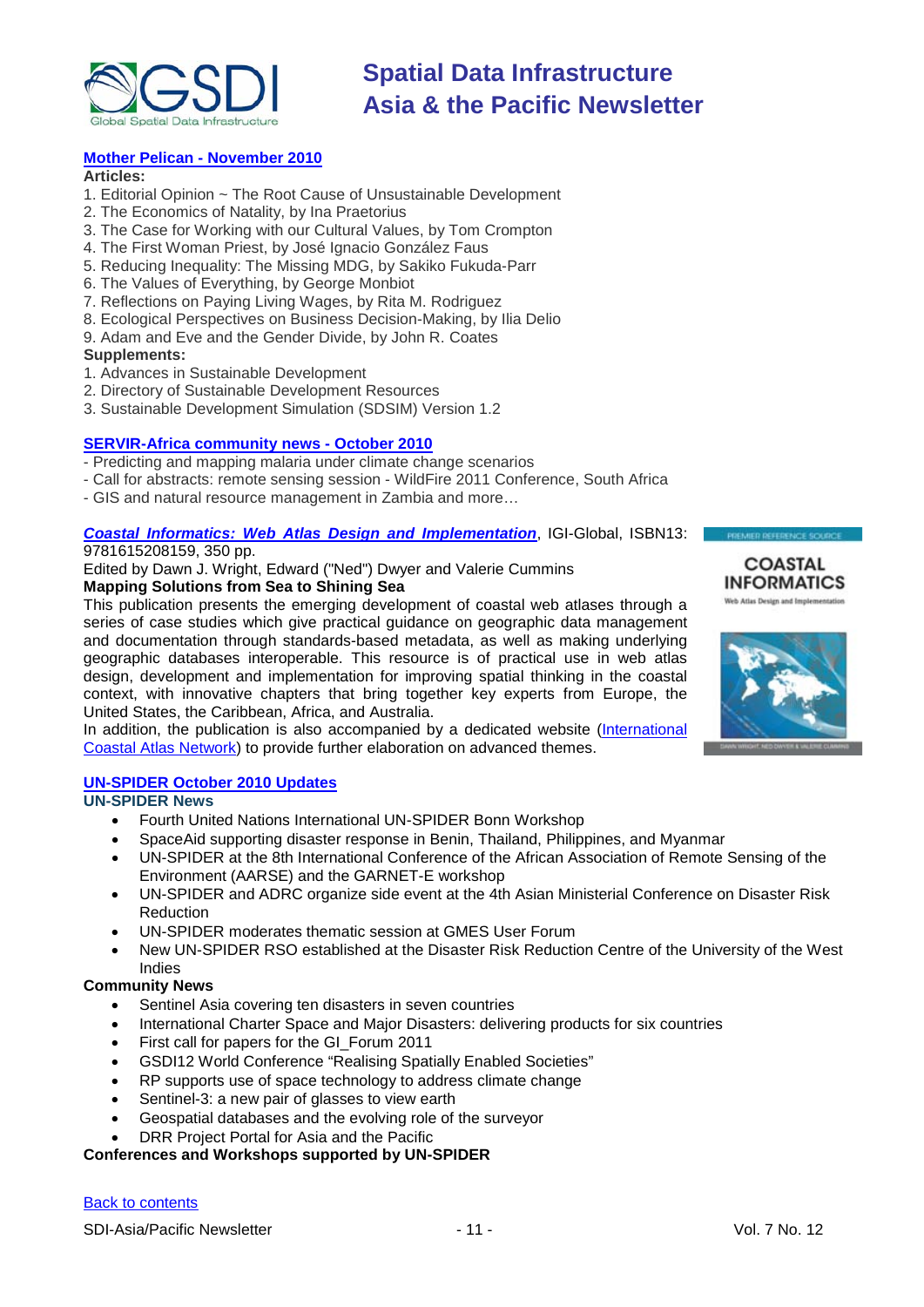**[Mother Pelican - November 2010](#)**

**Articles:**

1. Editorial Opinion ~ The Root Cause of Unsustainable Development
2. The Economics of Natality, by Ina Praetorius
3. The Case for Working with our Cultural Values, by Tom Crompton
4. The First Woman Priest, by José Ignacio González Faus
5. Reducing Inequality: The Missing MDG, by Sakiko Fukuda-Parr
6. The Values of Everything, by George Monbiot
7. Reflections on Paying Living Wages, by Rita M. Rodriguez
8. Ecological Perspectives on Business Decision-Making, by Ilia Delio
9. Adam and Eve and the Gender Divide, by John R. Coates

**Supplements:**

1. Advances in Sustainable Development
2. Directory of Sustainable Development Resources
3. Sustainable Development Simulation (SDSIM) Version 1.2

**[SERVIR-Africa community news - October 2010](#)**

- Predicting and mapping malaria under climate change scenarios
- Call for abstracts: remote sensing session - WildFire 2011 Conference, South Africa
- GIS and natural resource management in Zambia and more…

***[Coastal Informatics: Web Atlas Design and Implementation](#)***, IGI-Global, ISBN13: 9781615208159, 350 pp.

Edited by Dawn J. Wright, Edward ("Ned") Dwyer and Valerie Cummins

**Mapping Solutions from Sea to Shining Sea**

This publication presents the emerging development of coastal web atlases through a series of case studies which give practical guidance on geographic data management and documentation through standards-based metadata, as well as making underlying geographic databases interoperable. This resource is of practical use in web atlas design, development and implementation for improving spatial thinking in the coastal context, with innovative chapters that bring together key experts from Europe, the United States, the Caribbean, Africa, and Australia.

In addition, the publication is also accompanied by a dedicated website ([International Coastal Atlas Network](#)) to provide further elaboration on advanced themes.

**[UN-SPIDER October 2010 Updates](#)**

**UN-SPIDER News**

- Fourth United Nations International UN-SPIDER Bonn Workshop
- SpaceAid supporting disaster response in Benin, Thailand, Philippines, and Myanmar
- UN-SPIDER at the 8th International Conference of the African Association of Remote Sensing of the Environment (AARSE) and the GARNET-E workshop
- UN-SPIDER and ADRC organize side event at the 4th Asian Ministerial Conference on Disaster Risk Reduction
- UN-SPIDER moderates thematic session at GMES User Forum
- New UN-SPIDER RSO established at the Disaster Risk Reduction Centre of the University of the West Indies

**Community News**

- Sentinel Asia covering ten disasters in seven countries
- International Charter Space and Major Disasters: delivering products for six countries
- First call for papers for the GI_Forum 2011
- GSDI12 World Conference "Realising Spatially Enabled Societies"
- RP supports use of space technology to address climate change
- Sentinel-3: a new pair of glasses to view earth
- Geospatial databases and the evolving role of the surveyor
- DRR Project Portal for Asia and the Pacific

**Conferences and Workshops supported by UN-SPIDER**

[Back to contents](#)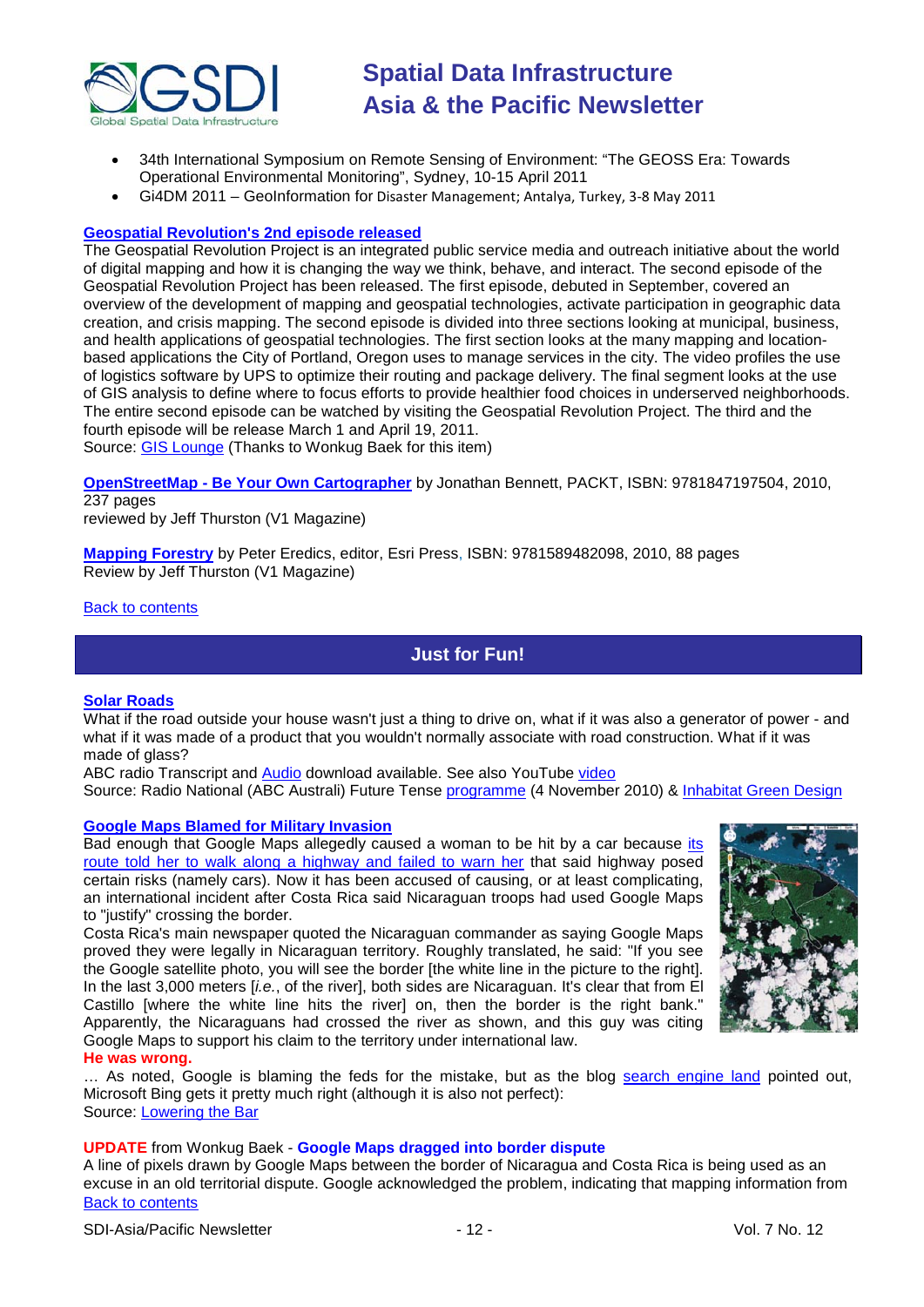- 34th International Symposium on Remote Sensing of Environment: "The GEOSS Era: Towards Operational Environmental Monitoring", Sydney, 10-15 April 2011
- Gi4DM 2011 – GeoInformation for Disaster Management; Antalya, Turkey, 3-8 May 2011

**Geospatial Revolution's 2nd episode released**

The Geospatial Revolution Project is an integrated public service media and outreach initiative about the world of digital mapping and how it is changing the way we think, behave, and interact. The second episode of the Geospatial Revolution Project has been released. The first episode, debuted in September, covered an overview of the development of mapping and geospatial technologies, activate participation in geographic data creation, and crisis mapping. The second episode is divided into three sections looking at municipal, business, and health applications of geospatial technologies. The first section looks at the many mapping and location-based applications the City of Portland, Oregon uses to manage services in the city. The video profiles the use of logistics software by UPS to optimize their routing and package delivery. The final segment looks at the use of GIS analysis to define where to focus efforts to provide healthier food choices in underserved neighborhoods. The entire second episode can be watched by visiting the Geospatial Revolution Project. The third and the fourth episode will be release March 1 and April 19, 2011.
Source: GIS Lounge (Thanks to Wonkug Baek for this item)

**OpenStreetMap - Be Your Own Cartographer** by Jonathan Bennett, PACKT, ISBN: 9781847197504, 2010, 237 pages
reviewed by Jeff Thurston (V1 Magazine)

**Mapping Forestry** by Peter Eredics, editor, Esri Press, ISBN: 9781589482098, 2010, 88 pages
Review by Jeff Thurston (V1 Magazine)

Back to contents

## Just for Fun!

**Solar Roads**

What if the road outside your house wasn't just a thing to drive on, what if it was also a generator of power - and what if it was made of a product that you wouldn't normally associate with road construction. What if it was made of glass?
ABC radio Transcript and Audio download available. See also YouTube video
Source: Radio National (ABC Australi) Future Tense programme (4 November 2010) & Inhabitat Green Design

**Google Maps Blamed for Military Invasion**

Bad enough that Google Maps allegedly caused a woman to be hit by a car because its route told her to walk along a highway and failed to warn her that said highway posed certain risks (namely cars). Now it has been accused of causing, or at least complicating, an international incident after Costa Rica said Nicaraguan troops had used Google Maps to "justify" crossing the border.
Costa Rica's main newspaper quoted the Nicaraguan commander as saying Google Maps proved they were legally in Nicaraguan territory. Roughly translated, he said: "If you see the Google satellite photo, you will see the border [the white line in the picture to the right]. In the last 3,000 meters [*i.e.*, of the river], both sides are Nicaraguan. It's clear that from El Castillo [where the white line hits the river] on, then the border is the right bank." Apparently, the Nicaraguans had crossed the river as shown, and this guy was citing Google Maps to support his claim to the territory under international law.
**He was wrong.**
… As noted, Google is blaming the feds for the mistake, but as the blog search engine land pointed out, Microsoft Bing gets it pretty much right (although it is also not perfect):
Source: Lowering the Bar

**UPDATE** from Wonkug Baek - **Google Maps dragged into border dispute**

A line of pixels drawn by Google Maps between the border of Nicaragua and Costa Rica is being used as an excuse in an old territorial dispute. Google acknowledged the problem, indicating that mapping information from

Back to contents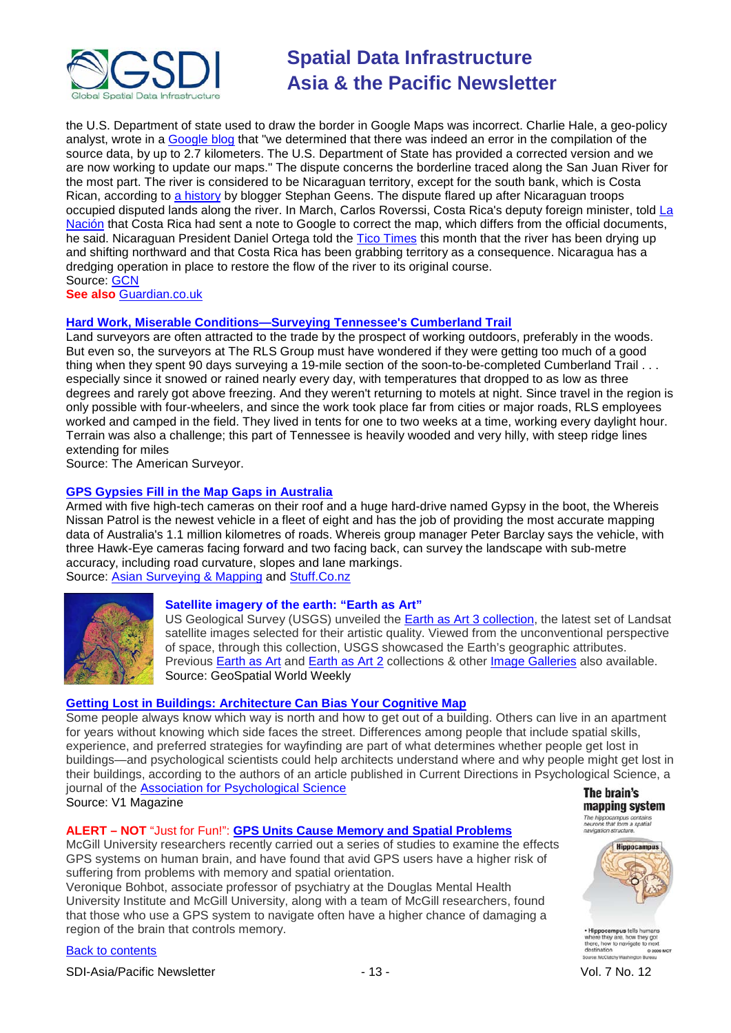the U.S. Department of state used to draw the border in Google Maps was incorrect. Charlie Hale, a geo-policy analyst, wrote in a Google blog that "we determined that there was indeed an error in the compilation of the source data, by up to 2.7 kilometers. The U.S. Department of State has provided a corrected version and we are now working to update our maps." The dispute concerns the borderline traced along the San Juan River for the most part. The river is considered to be Nicaraguan territory, except for the south bank, which is Costa Rican, according to a history by blogger Stephan Geens. The dispute flared up after Nicaraguan troops occupied disputed lands along the river. In March, Carlos Roverssi, Costa Rica's deputy foreign minister, told La Nación that Costa Rica had sent a note to Google to correct the map, which differs from the official documents, he said. Nicaraguan President Daniel Ortega told the Tico Times this month that the river has been drying up and shifting northward and that Costa Rica has been grabbing territory as a consequence. Nicaragua has a dredging operation in place to restore the flow of the river to its original course.
Source: GCN
**See also** Guardian.co.uk

### Hard Work, Miserable Conditions—Surveying Tennessee's Cumberland Trail

Land surveyors are often attracted to the trade by the prospect of working outdoors, preferably in the woods. But even so, the surveyors at The RLS Group must have wondered if they were getting too much of a good thing when they spent 90 days surveying a 19-mile section of the soon-to-be-completed Cumberland Trail . . . especially since it snowed or rained nearly every day, with temperatures that dropped to as low as three degrees and rarely got above freezing. And they weren't returning to motels at night. Since travel in the region is only possible with four-wheelers, and since the work took place far from cities or major roads, RLS employees worked and camped in the field. They lived in tents for one to two weeks at a time, working every daylight hour. Terrain was also a challenge; this part of Tennessee is heavily wooded and very hilly, with steep ridge lines extending for miles
Source: The American Surveyor.

### GPS Gypsies Fill in the Map Gaps in Australia

Armed with five high-tech cameras on their roof and a huge hard-drive named Gypsy in the boot, the Whereis Nissan Patrol is the newest vehicle in a fleet of eight and has the job of providing the most accurate mapping data of Australia's 1.1 million kilometres of roads. Whereis group manager Peter Barclay says the vehicle, with three Hawk-Eye cameras facing forward and two facing back, can survey the landscape with sub-metre accuracy, including road curvature, slopes and lane markings.
Source: Asian Surveying & Mapping and Stuff.Co.nz

### Satellite imagery of the earth: "Earth as Art"

US Geological Survey (USGS) unveiled the Earth as Art 3 collection, the latest set of Landsat satellite images selected for their artistic quality. Viewed from the unconventional perspective of space, through this collection, USGS showcased the Earth's geographic attributes. Previous Earth as Art and Earth as Art 2 collections & other Image Galleries also available.
Source: GeoSpatial World Weekly

### Getting Lost in Buildings: Architecture Can Bias Your Cognitive Map

Some people always know which way is north and how to get out of a building. Others can live in an apartment for years without knowing which side faces the street. Differences among people that include spatial skills, experience, and preferred strategies for wayfinding are part of what determines whether people get lost in buildings—and psychological scientists could help architects understand where and why people might get lost in their buildings, according to the authors of an article published in Current Directions in Psychological Science, a journal of the Association for Psychological Science
Source: V1 Magazine

### ALERT – NOT "Just for Fun!": GPS Units Cause Memory and Spatial Problems

McGill University researchers recently carried out a series of studies to examine the effects GPS systems on human brain, and have found that avid GPS users have a higher risk of suffering from problems with memory and spatial orientation.
Veronique Bohbot, associate professor of psychiatry at the Douglas Mental Health University Institute and McGill University, along with a team of McGill researchers, found that those who use a GPS system to navigate often have a higher chance of damaging a region of the brain that controls memory.

Back to contents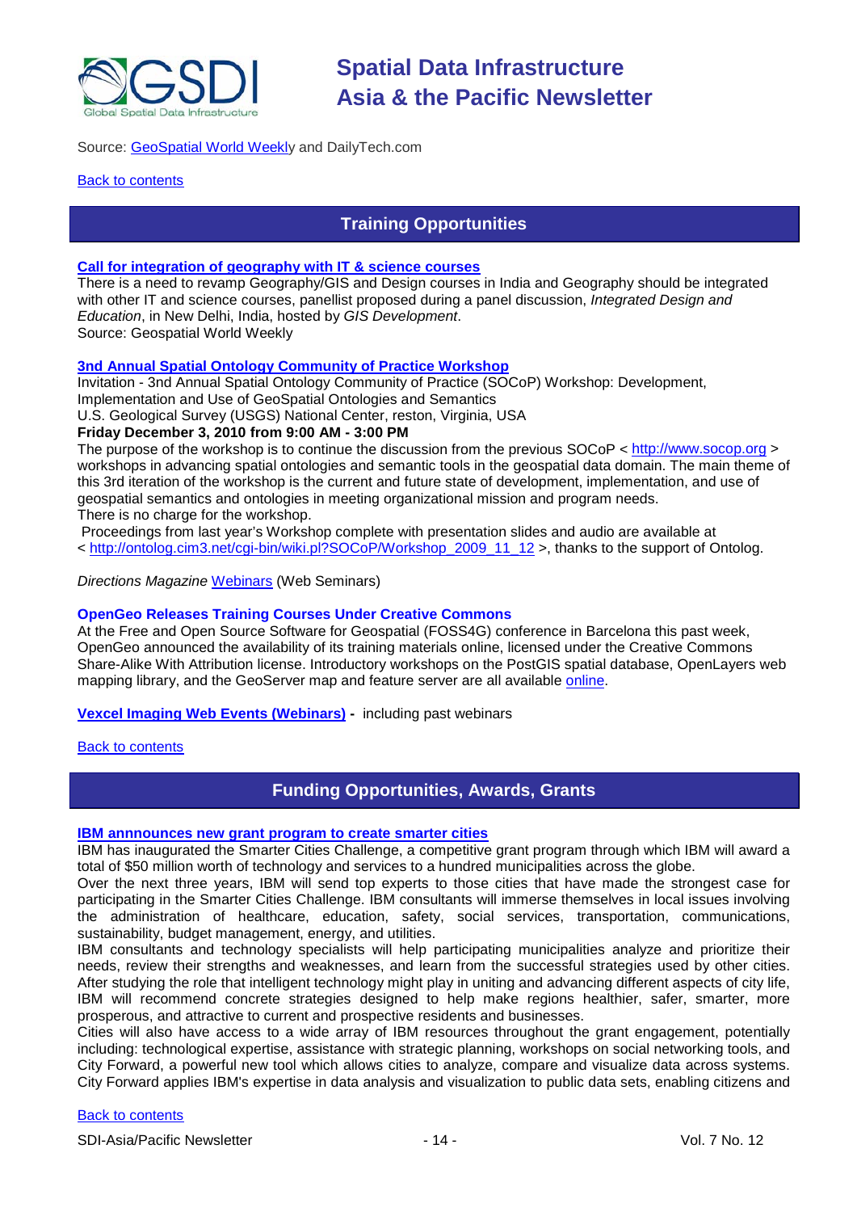Source: GeoSpatial World Weekly and DailyTech.com

Back to contents

## Training Opportunities

**Call for integration of geography with IT & science courses**

There is a need to revamp Geography/GIS and Design courses in India and Geography should be integrated with other IT and science courses, panellist proposed during a panel discussion, *Integrated Design and Education*, in New Delhi, India, hosted by *GIS Development*.
Source: Geospatial World Weekly

**3nd Annual Spatial Ontology Community of Practice Workshop**

Invitation - 3nd Annual Spatial Ontology Community of Practice (SOCoP) Workshop: Development, Implementation and Use of GeoSpatial Ontologies and Semantics
U.S. Geological Survey (USGS) National Center, reston, Virginia, USA
**Friday December 3, 2010 from 9:00 AM - 3:00 PM**
The purpose of the workshop is to continue the discussion from the previous SOCoP < http://www.socop.org > workshops in advancing spatial ontologies and semantic tools in the geospatial data domain. The main theme of this 3rd iteration of the workshop is the current and future state of development, implementation, and use of geospatial semantics and ontologies in meeting organizational mission and program needs.
There is no charge for the workshop.
Proceedings from last year's Workshop complete with presentation slides and audio are available at < http://ontolog.cim3.net/cgi-bin/wiki.pl?SOCoP/Workshop_2009_11_12 >, thanks to the support of Ontolog.

*Directions Magazine* Webinars (Web Seminars)

**OpenGeo Releases Training Courses Under Creative Commons**

At the Free and Open Source Software for Geospatial (FOSS4G) conference in Barcelona this past week, OpenGeo announced the availability of its training materials online, licensed under the Creative Commons Share-Alike With Attribution license. Introductory workshops on the PostGIS spatial database, OpenLayers web mapping library, and the GeoServer map and feature server are all available online.

**Vexcel Imaging Web Events (Webinars) -** including past webinars

Back to contents

## Funding Opportunities, Awards, Grants

**IBM annnounces new grant program to create smarter cities**

IBM has inaugurated the Smarter Cities Challenge, a competitive grant program through which IBM will award a total of $50 million worth of technology and services to a hundred municipalities across the globe.
Over the next three years, IBM will send top experts to those cities that have made the strongest case for participating in the Smarter Cities Challenge. IBM consultants will immerse themselves in local issues involving the administration of healthcare, education, safety, social services, transportation, communications, sustainability, budget management, energy, and utilities.
IBM consultants and technology specialists will help participating municipalities analyze and prioritize their needs, review their strengths and weaknesses, and learn from the successful strategies used by other cities. After studying the role that intelligent technology might play in uniting and advancing different aspects of city life, IBM will recommend concrete strategies designed to help make regions healthier, safer, smarter, more prosperous, and attractive to current and prospective residents and businesses.
Cities will also have access to a wide array of IBM resources throughout the grant engagement, potentially including: technological expertise, assistance with strategic planning, workshops on social networking tools, and City Forward, a powerful new tool which allows cities to analyze, compare and visualize data across systems. City Forward applies IBM's expertise in data analysis and visualization to public data sets, enabling citizens and

Back to contents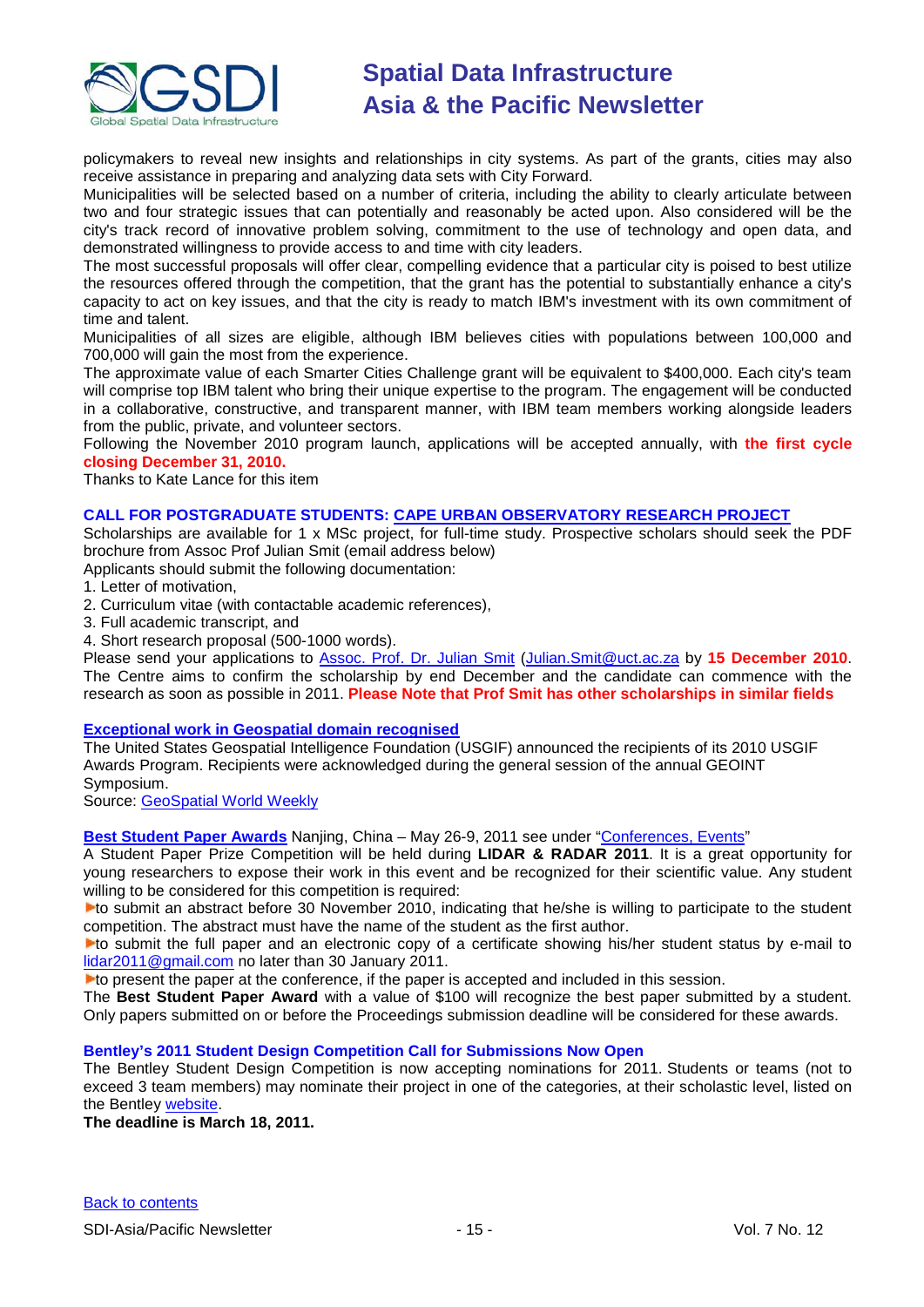policymakers to reveal new insights and relationships in city systems. As part of the grants, cities may also receive assistance in preparing and analyzing data sets with City Forward.

Municipalities will be selected based on a number of criteria, including the ability to clearly articulate between two and four strategic issues that can potentially and reasonably be acted upon. Also considered will be the city's track record of innovative problem solving, commitment to the use of technology and open data, and demonstrated willingness to provide access to and time with city leaders.

The most successful proposals will offer clear, compelling evidence that a particular city is poised to best utilize the resources offered through the competition, that the grant has the potential to substantially enhance a city's capacity to act on key issues, and that the city is ready to match IBM's investment with its own commitment of time and talent.

Municipalities of all sizes are eligible, although IBM believes cities with populations between 100,000 and 700,000 will gain the most from the experience.

The approximate value of each Smarter Cities Challenge grant will be equivalent to $400,000. Each city's team will comprise top IBM talent who bring their unique expertise to the program. The engagement will be conducted in a collaborative, constructive, and transparent manner, with IBM team members working alongside leaders from the public, private, and volunteer sectors.

Following the November 2010 program launch, applications will be accepted annually, with **the first cycle closing December 31, 2010.**

Thanks to Kate Lance for this item

### CALL FOR POSTGRADUATE STUDENTS: CAPE URBAN OBSERVATORY RESEARCH PROJECT

Scholarships are available for 1 x MSc project, for full-time study. Prospective scholars should seek the PDF brochure from Assoc Prof Julian Smit (email address below)

Applicants should submit the following documentation:

1. Letter of motivation,
2. Curriculum vitae (with contactable academic references),
3. Full academic transcript, and
4. Short research proposal (500-1000 words).

Please send your applications to Assoc. Prof. Dr. Julian Smit (Julian.Smit@uct.ac.za) by **15 December 2010**. The Centre aims to confirm the scholarship by end December and the candidate can commence with the research as soon as possible in 2011. **Please Note that Prof Smit has other scholarships in similar fields**

### Exceptional work in Geospatial domain recognised

The United States Geospatial Intelligence Foundation (USGIF) announced the recipients of its 2010 USGIF Awards Program. Recipients were acknowledged during the general session of the annual GEOINT Symposium.

Source: GeoSpatial World Weekly

**Best Student Paper Awards** Nanjing, China – May 26-9, 2011 see under "Conferences, Events"

A Student Paper Prize Competition will be held during **LIDAR & RADAR 2011**. It is a great opportunity for young researchers to expose their work in this event and be recognized for their scientific value. Any student willing to be considered for this competition is required:

- to submit an abstract before 30 November 2010, indicating that he/she is willing to participate to the student competition. The abstract must have the name of the student as the first author.
- to submit the full paper and an electronic copy of a certificate showing his/her student status by e-mail to lidar2011@gmail.com no later than 30 January 2011.
- to present the paper at the conference, if the paper is accepted and included in this session.

The **Best Student Paper Award** with a value of $100 will recognize the best paper submitted by a student. Only papers submitted on or before the Proceedings submission deadline will be considered for these awards.

### Bentley's 2011 Student Design Competition Call for Submissions Now Open

The Bentley Student Design Competition is now accepting nominations for 2011. Students or teams (not to exceed 3 team members) may nominate their project in one of the categories, at their scholastic level, listed on the Bentley website.

**The deadline is March 18, 2011.**

Back to contents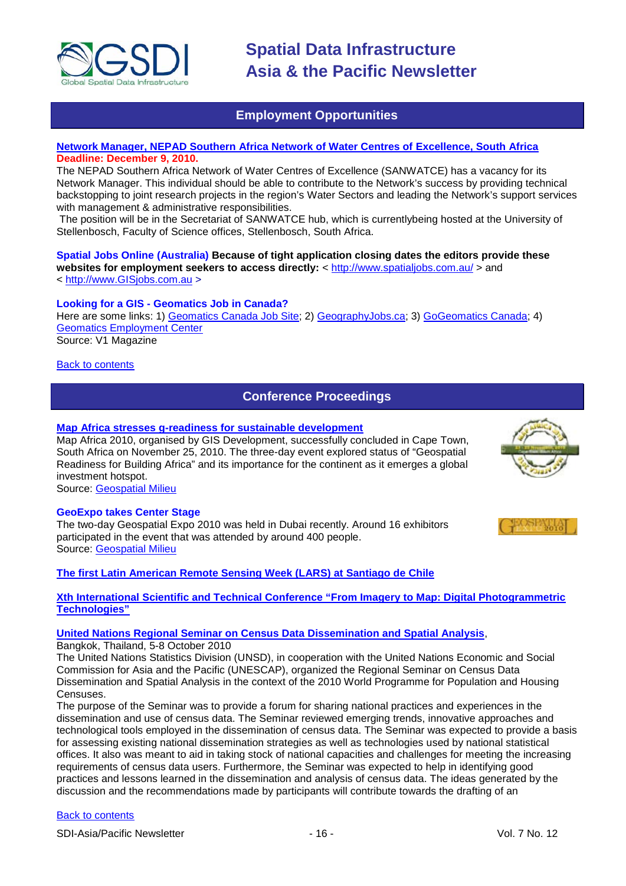## Employment Opportunities

**Network Manager, NEPAD Southern Africa Network of Water Centres of Excellence, South Africa**
**Deadline: December 9, 2010.**
The NEPAD Southern Africa Network of Water Centres of Excellence (SANWATCE) has a vacancy for its Network Manager. This individual should be able to contribute to the Network's success by providing technical backstopping to joint research projects in the region's Water Sectors and leading the Network's support services with management & administrative responsibilities.
The position will be in the Secretariat of SANWATCE hub, which is currentlybeing hosted at the University of Stellenbosch, Faculty of Science offices, Stellenbosch, South Africa.

**Spatial Jobs Online (Australia) Because of tight application closing dates the editors provide these websites for employment seekers to access directly:** < http://www.spatialjobs.com.au/ > and < http://www.GISjobs.com.au >

**Looking for a GIS - Geomatics Job in Canada?**
Here are some links: 1) Geomatics Canada Job Site; 2) GeographyJobs.ca; 3) GoGeomatics Canada; 4) Geomatics Employment Center
Source: V1 Magazine

Back to contents

## Conference Proceedings

**Map Africa stresses g-readiness for sustainable development**
Map Africa 2010, organised by GIS Development, successfully concluded in Cape Town, South Africa on November 25, 2010. The three-day event explored status of "Geospatial Readiness for Building Africa" and its importance for the continent as it emerges a global investment hotspot.
Source: Geospatial Milieu

**GeoExpo takes Center Stage**
The two-day Geospatial Expo 2010 was held in Dubai recently. Around 16 exhibitors participated in the event that was attended by around 400 people.
Source: Geospatial Milieu

**The first Latin American Remote Sensing Week (LARS) at Santiago de Chile**

**Xth International Scientific and Technical Conference "From Imagery to Map: Digital Photogrammetric Technologies"**

**United Nations Regional Seminar on Census Data Dissemination and Spatial Analysis**, Bangkok, Thailand, 5-8 October 2010
The United Nations Statistics Division (UNSD), in cooperation with the United Nations Economic and Social Commission for Asia and the Pacific (UNESCAP), organized the Regional Seminar on Census Data Dissemination and Spatial Analysis in the context of the 2010 World Programme for Population and Housing Censuses.
The purpose of the Seminar was to provide a forum for sharing national practices and experiences in the dissemination and use of census data. The Seminar reviewed emerging trends, innovative approaches and technological tools employed in the dissemination of census data. The Seminar was expected to provide a basis for assessing existing national dissemination strategies as well as technologies used by national statistical offices. It also was meant to aid in taking stock of national capacities and challenges for meeting the increasing requirements of census data users. Furthermore, the Seminar was expected to help in identifying good practices and lessons learned in the dissemination and analysis of census data. The ideas generated by the discussion and the recommendations made by participants will contribute towards the drafting of an

Back to contents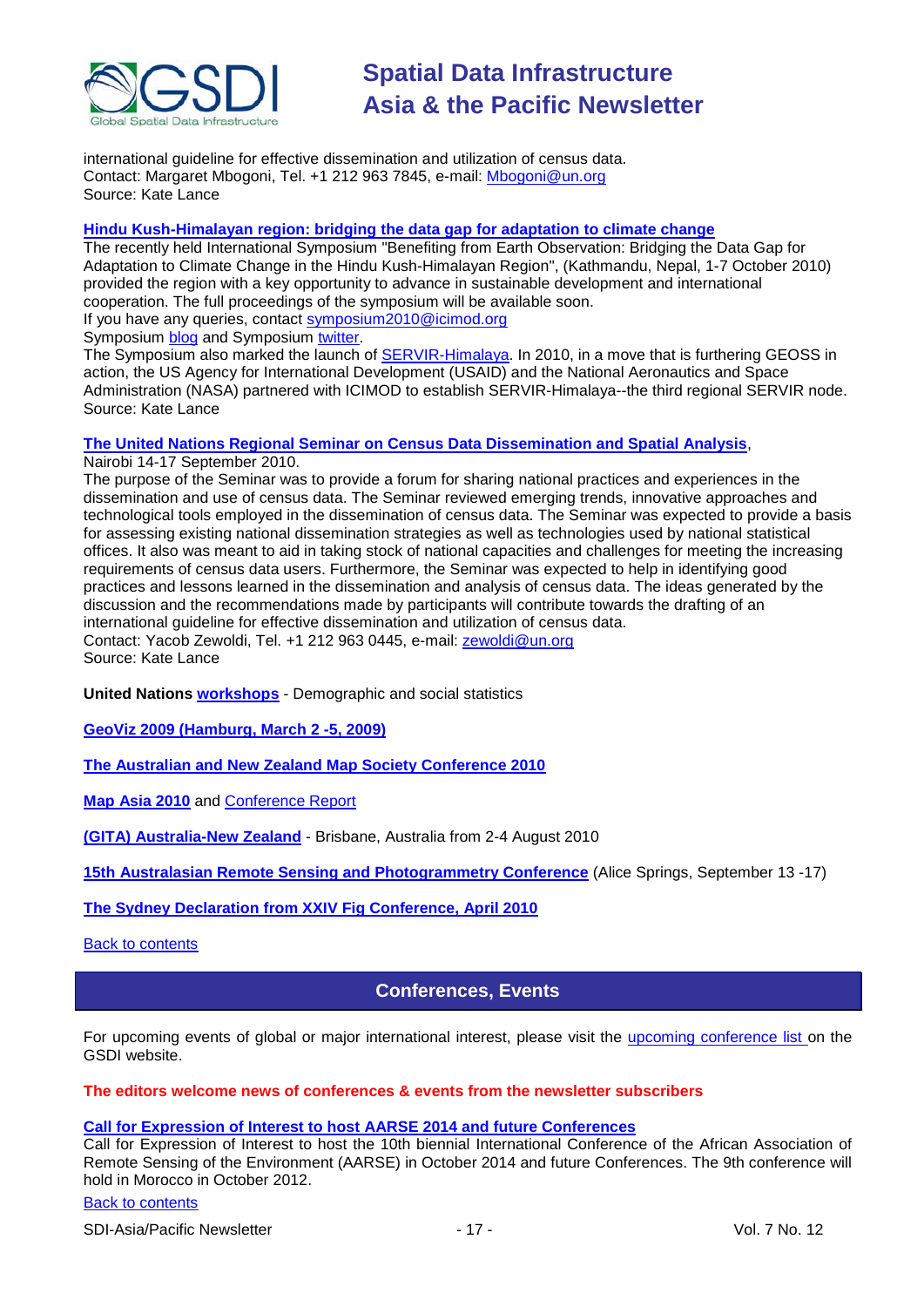international guideline for effective dissemination and utilization of census data.
Contact: Margaret Mbogoni, Tel. +1 212 963 7845, e-mail: Mbogoni@un.org
Source: Kate Lance

**Hindu Kush-Himalayan region: bridging the data gap for adaptation to climate change**
The recently held International Symposium "Benefiting from Earth Observation: Bridging the Data Gap for Adaptation to Climate Change in the Hindu Kush-Himalayan Region", (Kathmandu, Nepal, 1-7 October 2010) provided the region with a key opportunity to advance in sustainable development and international cooperation. The full proceedings of the symposium will be available soon.
If you have any queries, contact symposium2010@icimod.org
Symposium blog and Symposium twitter.
The Symposium also marked the launch of SERVIR-Himalaya. In 2010, in a move that is furthering GEOSS in action, the US Agency for International Development (USAID) and the National Aeronautics and Space Administration (NASA) partnered with ICIMOD to establish SERVIR-Himalaya--the third regional SERVIR node.
Source: Kate Lance

**The United Nations Regional Seminar on Census Data Dissemination and Spatial Analysis**, Nairobi 14-17 September 2010.
The purpose of the Seminar was to provide a forum for sharing national practices and experiences in the dissemination and use of census data. The Seminar reviewed emerging trends, innovative approaches and technological tools employed in the dissemination of census data. The Seminar was expected to provide a basis for assessing existing national dissemination strategies as well as technologies used by national statistical offices. It also was meant to aid in taking stock of national capacities and challenges for meeting the increasing requirements of census data users. Furthermore, the Seminar was expected to help in identifying good practices and lessons learned in the dissemination and analysis of census data. The ideas generated by the discussion and the recommendations made by participants will contribute towards the drafting of an international guideline for effective dissemination and utilization of census data.
Contact: Yacob Zewoldi, Tel. +1 212 963 0445, e-mail: zewoldi@un.org
Source: Kate Lance

**United Nations workshops** - Demographic and social statistics

**GeoViz 2009 (Hamburg, March 2 -5, 2009)**

**The Australian and New Zealand Map Society Conference 2010**

**Map Asia 2010** and Conference Report

**(GITA) Australia-New Zealand** - Brisbane, Australia from 2-4 August 2010

**15th Australasian Remote Sensing and Photogrammetry Conference** (Alice Springs, September 13 -17)

**The Sydney Declaration from XXIV Fig Conference, April 2010**

Back to contents

## Conferences, Events

For upcoming events of global or major international interest, please visit the upcoming conference list on the GSDI website.

**The editors welcome news of conferences & events from the newsletter subscribers**

**Call for Expression of Interest to host AARSE 2014 and future Conferences**
Call for Expression of Interest to host the 10th biennial International Conference of the African Association of Remote Sensing of the Environment (AARSE) in October 2014 and future Conferences. The 9th conference will hold in Morocco in October 2012.

Back to contents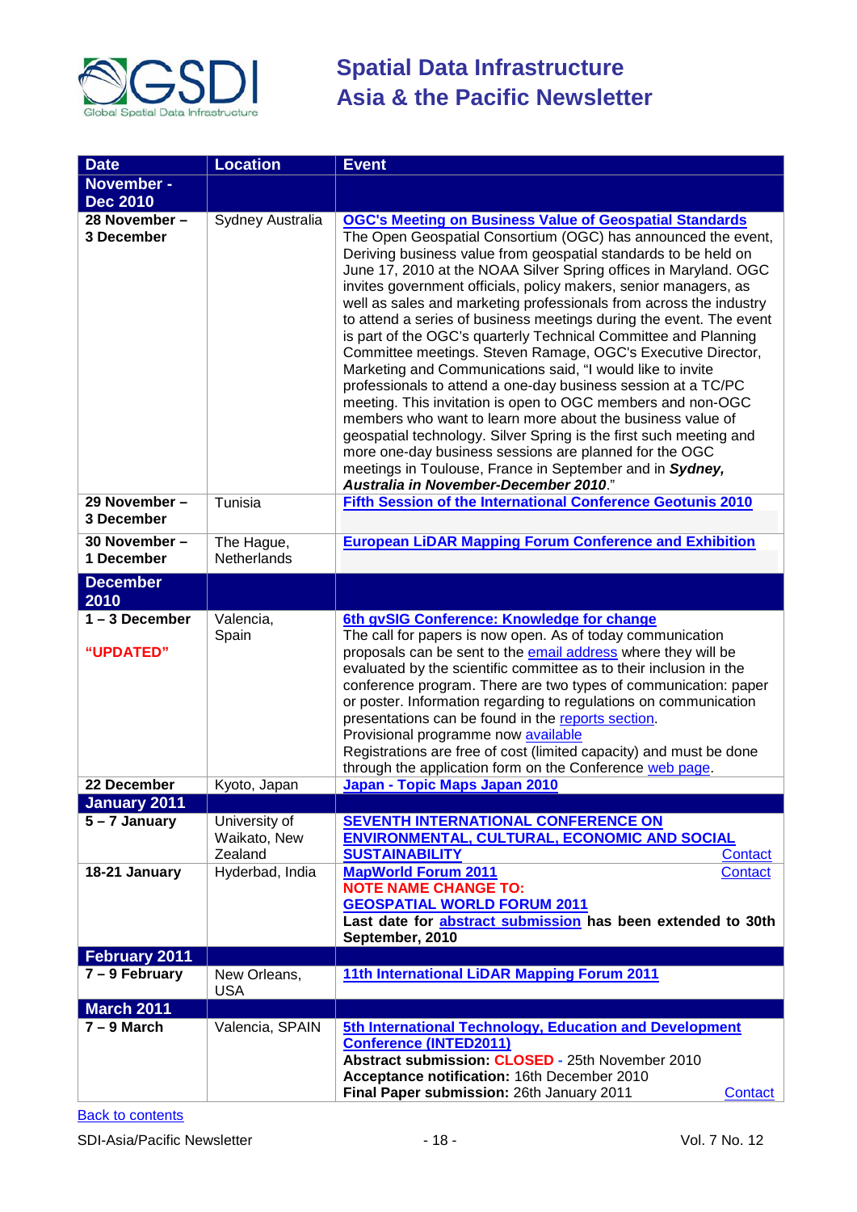| Date | Location | Event |
|---|---|---|
| **November - Dec 2010** | | |
| **28 November – 3 December** | Sydney Australia | **OGC's Meeting on Business Value of Geospatial Standards** The Open Geospatial Consortium (OGC) has announced the event, Deriving business value from geospatial standards to be held on June 17, 2010 at the NOAA Silver Spring offices in Maryland. OGC invites government officials, policy makers, senior managers, as well as sales and marketing professionals from across the industry to attend a series of business meetings during the event. The event is part of the OGC's quarterly Technical Committee and Planning Committee meetings. Steven Ramage, OGC's Executive Director, Marketing and Communications said, "I would like to invite professionals to attend a one-day business session at a TC/PC meeting. This invitation is open to OGC members and non-OGC members who want to learn more about the business value of geospatial technology. Silver Spring is the first such meeting and more one-day business sessions are planned for the OGC meetings in Toulouse, France in September and in ***Sydney, Australia in November-December 2010***." |
| **29 November – 3 December** | Tunisia | **Fifth Session of the International Conference Geotunis 2010** |
| **30 November – 1 December** | The Hague, Netherlands | **European LiDAR Mapping Forum Conference and Exhibition** |
| **December 2010** | | |
| **1 – 3 December** **"UPDATED"** | Valencia, Spain | **6th gvSIG Conference: Knowledge for change** The call for papers is now open. As of today communication proposals can be sent to the email address where they will be evaluated by the scientific committee as to their inclusion in the conference program. There are two types of communication: paper or poster. Information regarding to regulations on communication presentations can be found in the reports section. Provisional programme now available Registrations are free of cost (limited capacity) and must be done through the application form on the Conference web page. |
| **22 December** | Kyoto, Japan | **Japan - Topic Maps Japan 2010** |
| **January 2011** | | |
| **5 – 7 January** | University of Waikato, New Zealand | **SEVENTH INTERNATIONAL CONFERENCE ON ENVIRONMENTAL, CULTURAL, ECONOMIC AND SOCIAL SUSTAINABILITY** Contact |
| **18-21 January** | Hyderbad, India | **MapWorld Forum 2011** Contact **NOTE NAME CHANGE TO: GEOSPATIAL WORLD FORUM 2011** **Last date for abstract submission has been extended to 30th September, 2010** |
| **February 2011** | | |
| **7 – 9 February** | New Orleans, USA | **11th International LiDAR Mapping Forum 2011** |
| **March 2011** | | |
| **7 – 9 March** | Valencia, SPAIN | **5th International Technology, Education and Development Conference (INTED2011)** **Abstract submission: CLOSED** - 25th November 2010 **Acceptance notification:** 16th December 2010 **Final Paper submission:** 26th January 2011 Contact |

Back to contents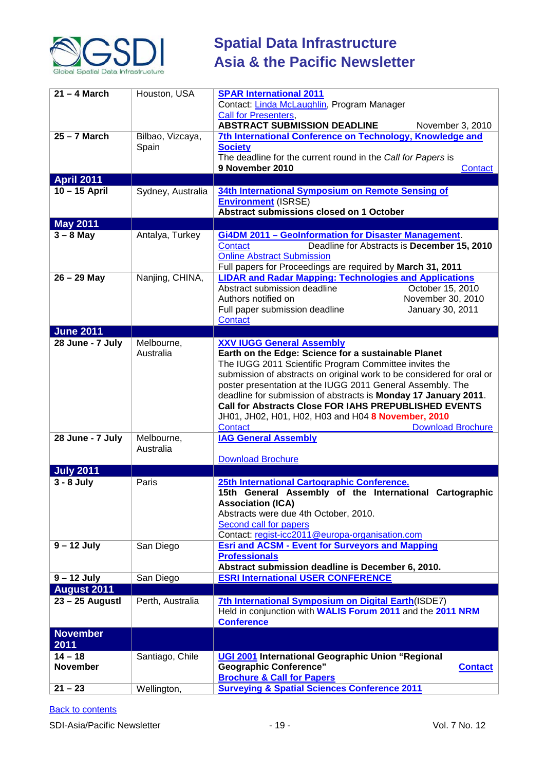| | | |
|---|---|---|
| **21 – 4 March** | Houston, USA | **SPAR International 2011**<br>Contact: Linda McLaughlin, Program Manager<br>Call for Presenters,<br>**ABSTRACT SUBMISSION DEADLINE** November 3, 2010 |
| **25 – 7 March** | Bilbao, Vizcaya, Spain | **7th International Conference on Technology, Knowledge and Society**<br>The deadline for the current round in the *Call for Papers* is<br>**9 November 2010** Contact |
| **April 2011** | | |
| **10 – 15 April** | Sydney, Australia | **34th International Symposium on Remote Sensing of Environment** (ISRSE)<br>**Abstract submissions closed on 1 October** |
| **May 2011** | | |
| **3 – 8 May** | Antalya, Turkey | **Gi4DM 2011 – GeoInformation for Disaster Management**.<br>Contact Deadline for Abstracts is **December 15, 2010**<br>Online Abstract Submission<br>Full papers for Proceedings are required by **March 31, 2011** |
| **26 – 29 May** | Nanjing, CHINA, | **LIDAR and Radar Mapping: Technologies and Applications**<br>Abstract submission deadline October 15, 2010<br>Authors notified on November 30, 2010<br>Full paper submission deadline January 30, 2011<br>Contact |
| **June 2011** | | |
| **28 June - 7 July** | Melbourne, Australia | **XXV IUGG General Assembly**<br>**Earth on the Edge: Science for a sustainable Planet**<br>The IUGG 2011 Scientific Program Committee invites the submission of abstracts on original work to be considered for oral or poster presentation at the IUGG 2011 General Assembly. The deadline for submission of abstracts is **Monday 17 January 2011**.<br>**Call for Abstracts Close FOR IAHS PREPUBLISHED EVENTS**<br>JH01, JH02, H01, H02, H03 and H04 **8 November, 2010**<br>Contact Download Brochure |
| **28 June - 7 July** | Melbourne, Australia | **IAG General Assembly**<br><br>Download Brochure |
| **July 2011** | | |
| **3 - 8 July** | Paris | **25th International Cartographic Conference.**<br>**15th General Assembly of the International Cartographic Association (ICA)**<br>Abstracts were due 4th October, 2010.<br>Second call for papers<br>Contact: regist-icc2011@europa-organisation.com |
| **9 – 12 July** | San Diego | **Esri and ACSM - Event for Surveyors and Mapping Professionals**<br>**Abstract submission deadline is December 6, 2010.** |
| **9 – 12 July** | San Diego | **ESRI International USER CONFERENCE** |
| **August 2011** | | |
| **23 – 25 Augustl** | Perth, Australia | **7th International Symposium on Digital Earth**(ISDE7)<br>Held in conjunction with **WALIS Forum 2011** and the **2011 NRM Conference** |
| **November 2011** | | |
| **14 – 18 November** | Santiago, Chile | **UGI 2001 International Geographic Union "Regional Geographic Conference"** **Contact**<br>**Brochure & Call for Papers** |
| **21 – 23** | Wellington, | **Surveying & Spatial Sciences Conference 2011** |

Back to contents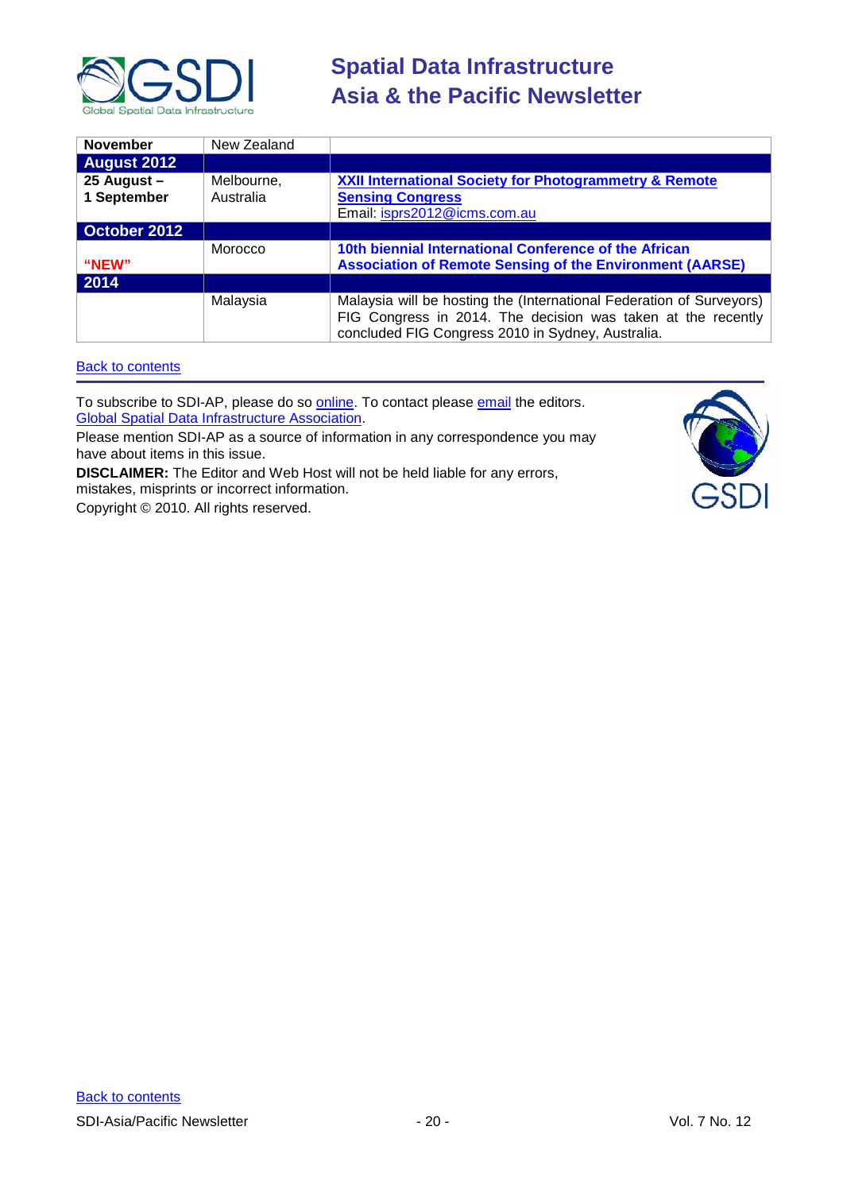| | | |
|---|---|---|
| **November** | New Zealand | |
| **August 2012** | | |
| **25 August – 1 September** | Melbourne, Australia | **XXII International Society for Photogrammetry & Remote Sensing Congress** Email: isprs2012@icms.com.au |
| **October 2012** | | |
| **"NEW"** | Morocco | **10th biennial International Conference of the African Association of Remote Sensing of the Environment (AARSE)** |
| **2014** | | |
| | Malaysia | Malaysia will be hosting the (International Federation of Surveyors) FIG Congress in 2014. The decision was taken at the recently concluded FIG Congress 2010 in Sydney, Australia. |

Back to contents

To subscribe to SDI-AP, please do so online. To contact please email the editors. Global Spatial Data Infrastructure Association.

Please mention SDI-AP as a source of information in any correspondence you may have about items in this issue.

**DISCLAIMER:** The Editor and Web Host will not be held liable for any errors, mistakes, misprints or incorrect information.

Copyright © 2010. All rights reserved.

Back to contents